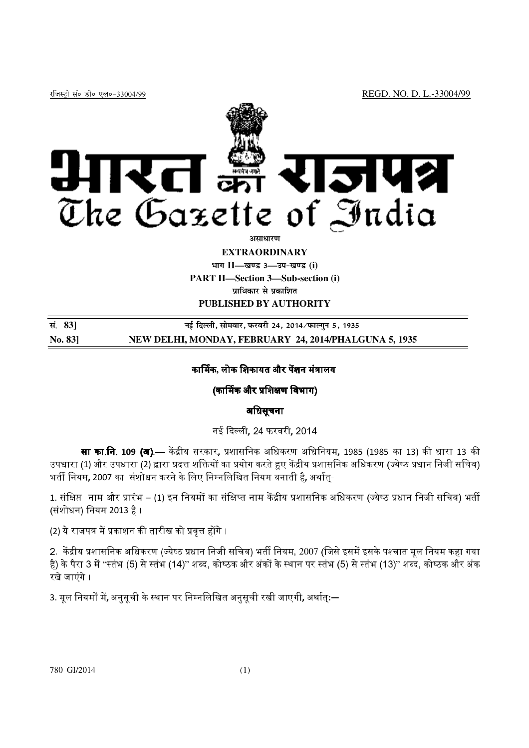रजिस्ट्री सं० डी० एल०-33004/99 REGD. NO. D. L.-33004/99

# भारत का राजपत्र
# The Gazette of India

**असाधारण**

**EXTRAORDINARY**

**भाग II—खण्ड 3—उप-खण्ड (i)**

**PART II—Section 3—Sub-section (i)**

**प्राधिकार से प्रकाशित**

**PUBLISHED BY AUTHORITY**

| | |
|---|---|
| **सं. 83]** | **नई दिल्ली, सोमवार, फरवरी 24, 2014/फाल्गुन 5, 1935** |
| **No. 83]** | **NEW DELHI, MONDAY, FEBRUARY 24, 2014/PHALGUNA 5, 1935** |

## कार्मिक, लोक शिकायत और पेंशन मंत्रालय

### (कार्मिक और प्रशिक्षण विभाग)

### अधिसूचना

नई दिल्ली, 24 फरवरी, 2014

**सा का.नि. 109 (अ)**.— केंद्रीय सरकार, प्रशासनिक अधिकरण अधिनियम, 1985 (1985 का 13) की धारा 13 की उपधारा (1) और उपधारा (2) द्वारा प्रदत्त शक्तियों का प्रयोग करते हुए केंद्रीय प्रशासनिक अधिकरण (ज्येष्ठ प्रधान निजी सचिव) भर्ती नियम, 2007 का संशोधन करने के लिए निम्नलिखित नियम बनाती है, अर्थात्-

1. संक्षिप्त नाम और प्रारंभ – (1) इन नियमों का संक्षिप्त नाम केंद्रीय प्रशासनिक अधिकरण (ज्येष्ठ प्रधान निजी सचिव) भर्ती (संशोधन) नियम 2013 है ।

(2) ये राजपत्र में प्रकाशन की तारीख को प्रवृत्त होंगे ।

2. केंद्रीय प्रशासनिक अधिकरण (ज्येष्ठ प्रधान निजी सचिव) भर्ती नियम, 2007 (जिसे इसमें इसके पश्चात मूल नियम कहा गया है) के पैरा 3 में "स्तंभ (5) से स्तंभ (14)" शब्द, कोष्ठक और अंकों के स्थान पर स्तंभ (5) से स्तंभ (13)" शब्द, कोष्ठक और अंक रखे जाएंगे ।

3. मूल नियमों में, अनुसूची के स्थान पर निम्नलिखित अनुसूची रखी जाएगी, अर्थात्:—

780 GI/2014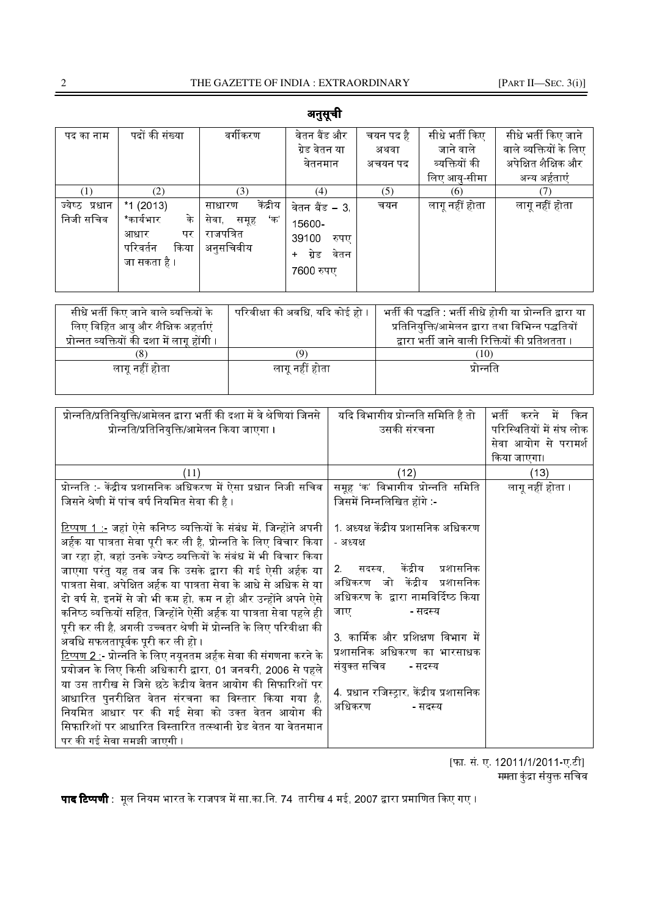## अनुसूची

| पद का नाम | पदों की संख्या | वर्गीकरण | वेतन बैंड और ग्रेड वेतन या वेतनमान | चयन पद है अथवा अचयन पद | सीधे भर्ती किए जाने वाले व्यक्तियों की लिए आयु-सीमा | सीधे भर्ती किए जाने वाले व्यक्तियों के लिए अपेक्षित शैक्षिक और अन्य अर्हताएं |
|---|---|---|---|---|---|---|
| (1) | (2) | (3) | (4) | (5) | (6) | (7) |
| ज्येष्ठ प्रधान निजी सचिव | *1 (2013) *कार्यभार के आधार पर परिवर्तन किया जा सकता है। | साधारण केंद्रीय सेवा, समूह 'क' राजपत्रित अनुसचिवीय | वेतन बैंड – 3, 15600-39100 रुपए + ग्रेड वेतन 7600 रुपए | चयन | लागू नहीं होता | लागू नहीं होता |

| सीधे भर्ती किए जाने वाले व्यक्तियों के लिए विहित आयु और शैक्षिक अर्हताएं प्रोन्नत व्यक्तियों की दशा में लागू होंगी। | परिवीक्षा की अवधि, यदि कोई हो। | भर्ती की पद्धति : भर्ती सीधे होगी या प्रोन्नति द्वारा या प्रतिनियुक्ति/आमेलन द्वारा तथा विभिन्न पद्धतियों द्वारा भर्ती जाने वाली रिक्तियों की प्रतिशतता। |
|---|---|---|
| (8) | (9) | (10) |
| लागू नहीं होता | लागू नहीं होता | प्रोन्नति |

| प्रोन्नति/प्रतिनियुक्ति/आमेलन द्वारा भर्ती की दशा में वे श्रेणियां जिनसे प्रोन्नति/प्रतिनियुक्ति/आमेलन किया जाएगा। | यदि विभागीय प्रोन्नति समिति है तो उसकी संरचना | भर्ती करने में किन परिस्थितियों में संघ लोक सेवा आयोग से परामर्श किया जाएगा। |
|---|---|---|
| (11) | (12) | (13) |
| प्रोन्नति :- केंद्रीय प्रशासनिक अधिकरण में ऐसा प्रधान निजी सचिव जिसने श्रेणी में पांच वर्ष नियमित सेवा की है।<br><br>टिप्पण 1 :- जहां ऐसे कनिष्ठ व्यक्तियों के संबंध में, जिन्होंने अपनी अर्हक या पात्रता सेवा पूरी कर ली है, प्रोन्नति के लिए विचार किया जा रहा हो, वहां उनके ज्येष्ठ व्यक्तियों के संबंध में भी विचार किया जाएगा परंतु यह तब जब कि उसके द्वारा की गई ऐसी अर्हक या पात्रता सेवा, अपेक्षित अर्हक या पात्रता सेवा के आधे से अधिक से या दो वर्ष से, इनमें से जो भी कम हो, कम न हो और उन्होंने अपने ऐसे कनिष्ठ व्यक्तियों सहित, जिन्होंने ऐसी अर्हक या पात्रता सेवा पहले ही पूरी कर ली है, अगली उच्चतर श्रेणी में प्रोन्नति के लिए परिवीक्षा की अवधि सफलतापूर्वक पूरी कर ली हो।<br>टिप्पण 2 :- प्रोन्नति के लिए न्यूनतम अर्हक सेवा की संगणना करने के प्रयोजन के लिए किसी अधिकारी द्वारा, 01 जनवरी, 2006 से पहले या उस तारीख से जिसे छठे केंद्रीय वेतन आयोग की सिफारिशों पर आधारित पुनरीक्षित वेतन संरचना का विस्तार किया गया है, नियमित आधार पर की गई सेवा को उक्त वेतन आयोग की सिफारिशों पर आधारित विस्तारित तत्स्थानी ग्रेड वेतन या वेतनमान पर की गई सेवा समझी जाएगी। | समूह 'क' विभागीय प्रोन्नति समिति जिसमें निम्नलिखित होंगे :-<br><br>1. अध्यक्ष केंद्रीय प्रशासनिक अधिकरण - अध्यक्ष<br><br>2. सदस्य, केंद्रीय प्रशासनिक अधिकरण जो केंद्रीय प्रशासनिक अधिकरण के द्वारा नामविर्दिष्ट किया जाए - सदस्य<br><br>3. कार्मिक और प्रशिक्षण विभाग में प्रशासनिक अधिकरण का भारसाधक संयुक्त सचिव - सदस्य<br><br>4. प्रधान रजिस्ट्रार, केंद्रीय प्रशासनिक अधिकरण - सदस्य | लागू नहीं होता। |

[फा. सं. ए. 12011/1/2011-ए.टी]
मम्ता कुंद्रा संयुक्त सचिव

**पाद टिप्पणी** : मूल नियम भारत के राजपत्र में सा.का.नि. 74 तारीख 4 मई, 2007 द्वारा प्रमाणित किए गए।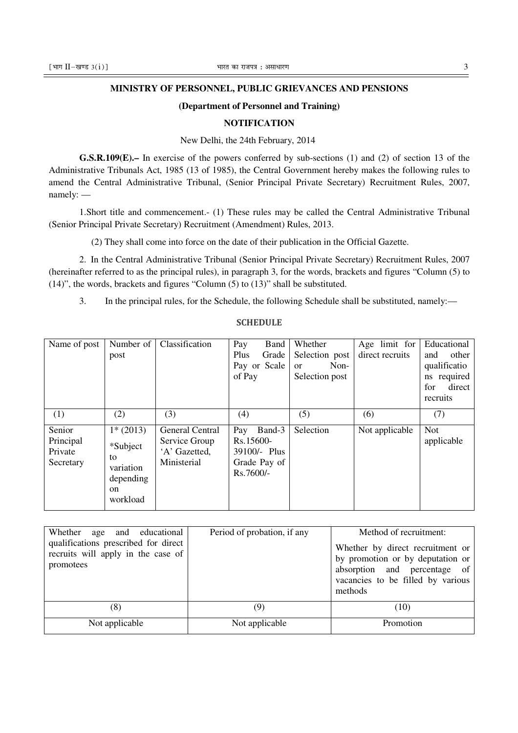**MINISTRY OF PERSONNEL, PUBLIC GRIEVANCES AND PENSIONS**

**(Department of Personnel and Training)**

**NOTIFICATION**

New Delhi, the 24th February, 2014

**G.S.R.109(E).–** In exercise of the powers conferred by sub-sections (1) and (2) of section 13 of the Administrative Tribunals Act, 1985 (13 of 1985), the Central Government hereby makes the following rules to amend the Central Administrative Tribunal, (Senior Principal Private Secretary) Recruitment Rules, 2007, namely: —

1.Short title and commencement.- (1) These rules may be called the Central Administrative Tribunal (Senior Principal Private Secretary) Recruitment (Amendment) Rules, 2013.

(2) They shall come into force on the date of their publication in the Official Gazette.

2. In the Central Administrative Tribunal (Senior Principal Private Secretary) Recruitment Rules, 2007 (hereinafter referred to as the principal rules), in paragraph 3, for the words, brackets and figures "Column (5) to (14)", the words, brackets and figures "Column (5) to (13)" shall be substituted.

3. In the principal rules, for the Schedule, the following Schedule shall be substituted, namely:—

**SCHEDULE**

| Name of post | Number of post | Classification | Pay Band Plus Grade Pay or Scale of Pay | Whether Selection post or Non-Selection post | Age limit for direct recruits | Educational and other qualifications required for direct recruits |
|---|---|---|---|---|---|---|
| (1) | (2) | (3) | (4) | (5) | (6) | (7) |
| Senior Principal Private Secretary | 1* (2013) *Subject to variation depending on workload | General Central Service Group 'A' Gazetted, Ministerial | Pay Band-3 Rs.15600-39100/- Plus Grade Pay of Rs.7600/- | Selection | Not applicable | Not applicable |

| Whether age and educational qualifications prescribed for direct recruits will apply in the case of promotees | Period of probation, if any | Method of recruitment: Whether by direct recruitment or by promotion or by deputation or absorption and percentage of vacancies to be filled by various methods |
|---|---|---|
| (8) | (9) | (10) |
| Not applicable | Not applicable | Promotion |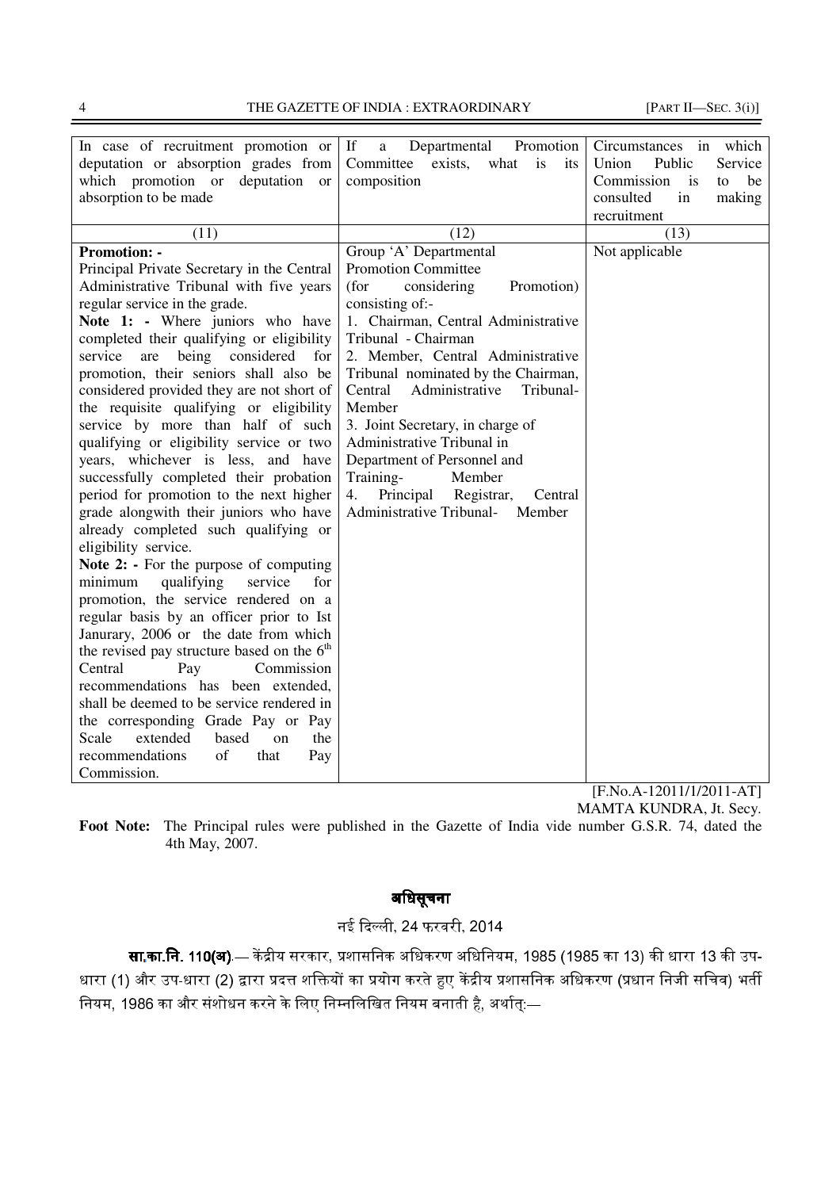| In case of recruitment promotion or deputation or absorption grades from which promotion or deputation or absorption to be made | If a Departmental Promotion Committee exists, what is its composition | Circumstances in which Union Public Service Commission is to be consulted in making recruitment |
|---|---|---|
| (11) | (12) | (13) |
| **Promotion: -**<br>Principal Private Secretary in the Central Administrative Tribunal with five years regular service in the grade.<br>**Note 1: -** Where juniors who have completed their qualifying or eligibility service are being considered for promotion, their seniors shall also be considered provided they are not short of the requisite qualifying or eligibility service by more than half of such qualifying or eligibility service or two years, whichever is less, and have successfully completed their probation period for promotion to the next higher grade alongwith their juniors who have already completed such qualifying or eligibility service.<br>**Note 2: -** For the purpose of computing minimum qualifying service for promotion, the service rendered on a regular basis by an officer prior to Ist Janurary, 2006 or the date from which the revised pay structure based on the 6th Central Pay Commission recommendations has been extended, shall be deemed to be service rendered in the corresponding Grade Pay or Pay Scale extended based on the recommendations of that Pay Commission. | Group 'A' Departmental Promotion Committee (for considering Promotion) consisting of:-<br>1. Chairman, Central Administrative Tribunal - Chairman<br>2. Member, Central Administrative Tribunal nominated by the Chairman, Central Administrative Tribunal- Member<br>3. Joint Secretary, in charge of Administrative Tribunal in Department of Personnel and Training- Member<br>4. Principal Registrar, Central Administrative Tribunal- Member | Not applicable |

[F.No.A-12011/1/2011-AT]

MAMTA KUNDRA, Jt. Secy.

**Foot Note:** The Principal rules were published in the Gazette of India vide number G.S.R. 74, dated the 4th May, 2007.

## अधिसूचना

नई दिल्ली, 24 फरवरी, 2014

**सा.का.नि. 110(अ).**— केंद्रीय सरकार, प्रशासनिक अधिकरण अधिनियम, 1985 (1985 का 13) की धारा 13 की उप-धारा (1) और उप-धारा (2) द्वारा प्रदत्त शक्तियों का प्रयोग करते हुए केंद्रीय प्रशासनिक अधिकरण (प्रधान निजी सचिव) भर्ती नियम, 1986 का और संशोधन करने के लिए निम्नलिखित नियम बनाती है, अर्थात्:—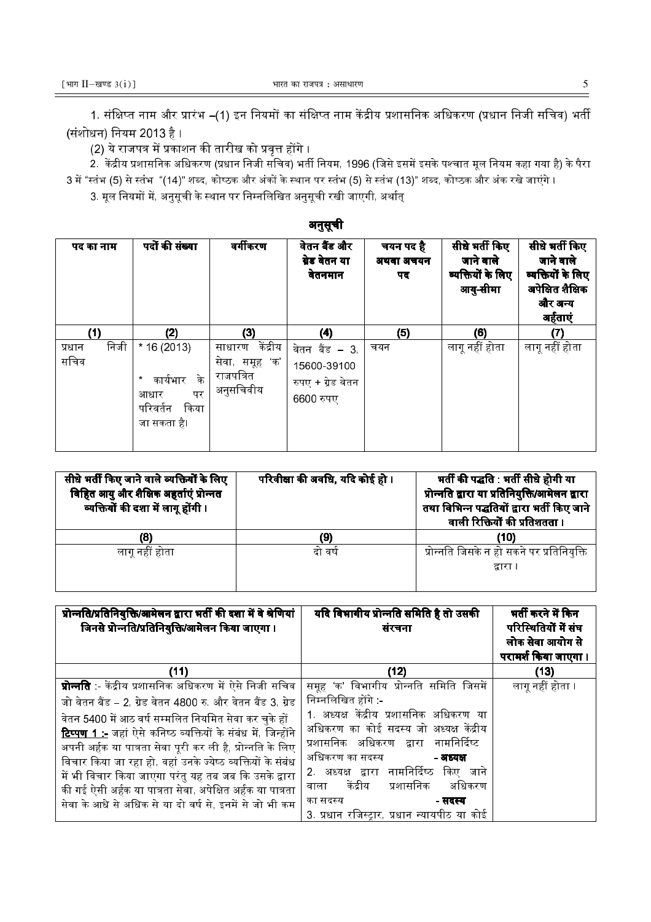1. संक्षिप्त नाम और प्रारंभ –(1) इन नियमों का संक्षिप्त नाम केंद्रीय प्रशासनिक अधिकरण (प्रधान निजी सचिव) भर्ती (संशोधन) नियम 2013 है।

(2) ये राजपत्र में प्रकाशन की तारीख को प्रवृत्त होंगे।

2. केंद्रीय प्रशासनिक अधिकरण (प्रधान निजी सचिव) भर्ती नियम, 1996 (जिसे इसमें इसके पश्चात मूल नियम कहा गया है) के पैरा 3 में "स्तंभ (5) से स्तंभ "(14)" शब्द, कोष्ठक और अंकों के स्थान पर स्तंभ (5) से स्तंभ (13)" शब्द, कोष्ठक और अंक रखे जाएंगे।

3. मूल नियमों में, अनुसूची के स्थान पर निम्नलिखित अनुसूची रखी जाएगी, अर्थात्

## अनुसूची

| पद का नाम | पदों की संख्या | वर्गीकरण | वेतन बैंड और ग्रेड वेतन या वेतनमान | चयन पद है अथवा अचयन पद | सीधे भर्ती किए जाने वाले व्यक्तियों के लिए आयु-सीमा | सीधे भर्ती किए जाने वाले व्यक्तियों के लिए अपेक्षित शैक्षिक और अन्य अर्हताएं |
|---|---|---|---|---|---|---|
| (1) | (2) | (3) | (4) | (5) | (6) | (7) |
| प्रधान निजी सचिव | * 16 (2013)<br><br>* कार्यभार के आधार पर परिवर्तन किया जा सकता है। | साधारण केंद्रीय सेवा, समूह 'क' राजपत्रित अनुसचिवीय | वेतन बैंड – 3, 15600-39100 रुपए + ग्रेड वेतन 6600 रुपए | चयन | लागू नहीं होता | लागू नहीं होता |

| सीधे भर्ती किए जाने वाले व्यक्तियों के लिए विहित आयु और शैक्षिक अहर्ताएं प्रोन्नत व्यक्तियों की दशा में लागू होंगी। | परिवीक्षा की अवधि, यदि कोई हो। | भर्ती की पद्धति : भर्ती सीधे होगी या प्रोन्नति द्वारा या प्रतिनियुक्ति/आमेलन द्वारा तथा विभिन्न पद्धतियों द्वारा भर्ती किए जाने वाली रिक्तियों की प्रतिशतता। |
|---|---|---|
| (8) | (9) | (10) |
| लागू नहीं होता | दो वर्ष | प्रोन्नति जिसके न हो सकने पर प्रतिनियुक्ति द्वारा। |

| प्रोन्नति/प्रतिनियुक्ति/आमेलन द्वारा भर्ती की दशा में वे श्रेणियां जिनसे प्रोन्नति/प्रतिनियुक्ति/आमेलन किया जाएगा। | यदि विभागीय प्रोन्नति समिति है तो उसकी संरचना | भर्ती करने में किन परिस्थितियों में संघ लोक सेवा आयोग से परामर्श किया जाएगा। |
|---|---|---|
| (11) | (12) | (13) |
| **प्रोन्नति** :- केंद्रीय प्रशासनिक अधिकरण में ऐसे निजी सचिव जो वेतन बैंड – 2, ग्रेड वेतन 4800 रु. और वेतन बैंड 3, ग्रेड वेतन 5400 में आठ वर्ष सम्मिलित नियमित सेवा कर चुके हों<br>**टिप्पण 1 :-** जहां ऐसे कनिष्ठ व्यक्तियों के संबंध में, जिन्होंने अपनी अर्हक या पात्रता सेवा पूरी कर ली है, प्रोन्नति के लिए विचार किया जा रहा हो, वहां उनके ज्येष्ठ व्यक्तियों के संबंध में भी विचार किया जाएगा परंतु यह तब जब कि उसके द्वारा की गई ऐसी अर्हक या पात्रता सेवा, अपेक्षित अर्हक या पात्रता सेवा के आधे से अधिक से या दो वर्ष से, इनमें से जो भी कम | समूह 'क' विभागीय प्रोन्नति समिति जिसमें निम्नलिखित होंगे :-<br>1. अध्यक्ष केंद्रीय प्रशासनिक अधिकरण या अधिकरण का कोई सदस्य जो अध्यक्ष केंद्रीय प्रशासनिक अधिकरण द्वारा नामनिर्दिष्ट अधिकरण का सदस्य **- अध्यक्ष**<br>2. अध्यक्ष द्वारा नामनिर्दिष्ठ किए जाने वाला केंद्रीय प्रशासनिक अधिकरण का सदस्य **- सदस्य**<br>3. प्रधान रजिस्ट्रार, प्रधान न्यायपीठ या कोई | लागू नहीं होता। |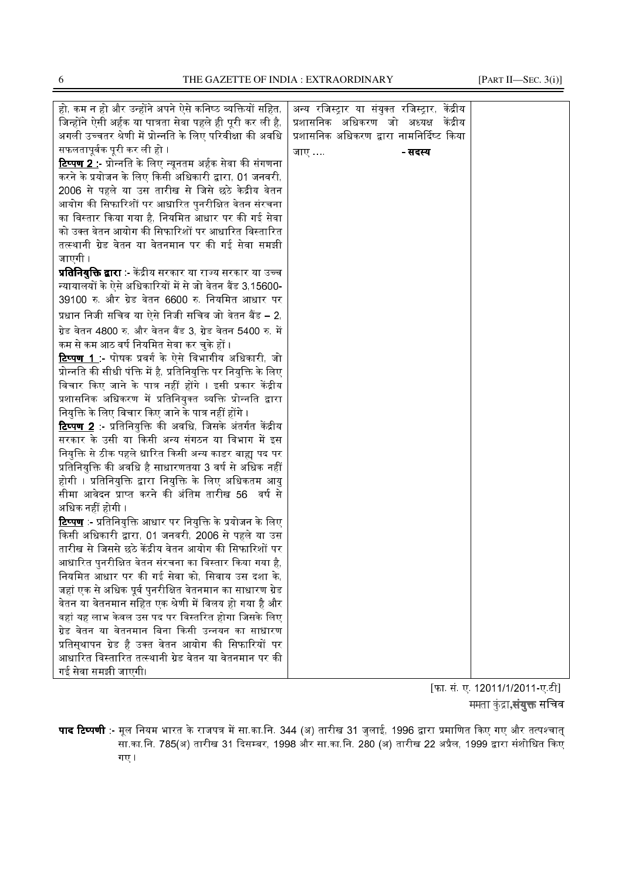| | | |
|---|---|---|
| हो, कम न हो और उन्होंने अपने ऐसे कनिष्ठ व्यक्तियों सहित, जिन्होंने ऐसी अर्हक या पात्रता सेवा पहले ही पूरी कर ली है, अगली उच्चतर श्रेणी में प्रोन्नति के लिए परिवीक्षा की अवधि सफलतापूर्वक पूरी कर ली हो ।<br><br>**<u>टिप्पण 2</u> :-** प्रोन्नति के लिए न्यूनतम अर्हक सेवा की संगणना करने के प्रयोजन के लिए किसी अधिकारी द्वारा, 01 जनवरी, 2006 से पहले या उस तारीख से जिसे छठे केंद्रीय वेतन आयोग की सिफारिशों पर आधारित पुनरीक्षित वेतन संरचना का विस्तार किया गया है, नियमित आधार पर की गई सेवा को उक्त वेतन आयोग की सिफारिशों पर आधारित विस्तारित तत्स्थानी ग्रेड वेतन या वेतनमान पर की गई सेवा समझी जाएगी ।<br><br>**प्रतिनियुक्ति द्वारा** :- केंद्रीय सरकार या राज्य सरकार या उच्च न्यायालयों के ऐसे अधिकारियों में से जो वेतन बैंड 3,15600-39100 रु. और ग्रेड वेतन 6600 रु. नियमित आधार पर प्रधान निजी सचिव या ऐसे निजी सचिव जो वेतन बैंड – 2, ग्रेड वेतन 4800 रु. और वेतन बैंड 3, ग्रेड वेतन 5400 रु. में कम से कम आठ वर्ष नियमित सेवा कर चुके हों ।<br><br>**<u>टिप्पण 1</u> :-** पोषक प्रवर्ग के ऐसे विभागीय अधिकारी, जो प्रोन्नति की सीधी पंक्ति में है, प्रतिनियुक्ति पर नियुक्ति के लिए विचार किए जाने के पात्र नहीं होंगे । इसी प्रकार केंद्रीय प्रशासनिक अधिकरण में प्रतिनियुक्त व्यक्ति प्रोन्नति द्वारा नियुक्ति के लिए विचार किए जाने के पात्र नहीं होंगे ।<br><br>**<u>टिप्पण 2</u>** :- प्रतिनियुक्ति की अवधि, जिसके अंतर्गत केंद्रीय सरकार के उसी या किसी अन्य संगठन या विभाग में इस नियुक्ति से ठीक पहले धारित किसी अन्य काडर बाह्य पद पर प्रतिनियुक्ति की अवधि है साधारणतया 3 वर्ष से अधिक नहीं होगी । प्रतिनियुक्ति द्वारा नियुक्ति के लिए अधिकतम आयु सीमा आवेदन प्राप्त करने की अंतिम तारीख 56 वर्ष से अधिक नहीं होगी ।<br><br>**<u>टिप्पण</u>** :- प्रतिनियुक्ति आधार पर नियुक्ति के प्रयोजन के लिए किसी अधिकारी द्वारा, 01 जनवरी, 2006 से पहले या उस तारीख से जिससे छठे केंद्रीय वेतन आयोग की सिफारिशों पर आधारित पुनरीक्षित वेतन संरचना का विस्तार किया गया है, नियमित आधार पर की गई सेवा को, सिवाय उस दशा के, जहां एक से अधिक पूर्व पुनरीक्षित वेतनमान का साधारण ग्रेड वेतन या वेतनमान सहित एक श्रेणी में विलय हो गया है और वहां यह लाभ केवल उस पद पर विस्तरित होगा जिसके लिए ग्रेड वेतन या वेतनमान बिना किसी उन्नयन का साधारण प्रतिस्थापन ग्रेड है उक्त वेतन आयोग की सिफारियों पर आधारित विस्तारित तत्स्थानी ग्रेड वेतन या वेतनमान पर की गई सेवा समझी जाएगी। | अन्य रजिस्ट्रार या संयुक्त रजिस्ट्रार, केंद्रीय प्रशासनिक अधिकरण जो अध्यक्ष केंद्रीय प्रशासनिक अधिकरण द्वारा नामनिर्दिष्ट किया जाए .... **- सदस्य** | |

[फा. सं. ए. 12011/1/2011-ए.टी]

ममता कुंद्रा,**संयुक्त सचिव**

**पाद टिप्पणी** :- मूल नियम भारत के राजपत्र में सा.का.नि. 344 (अ) तारीख 31 जुलाई, 1996 द्वारा प्रमाणित किए गए और तत्पश्चात् सा.का.नि. 785(अ) तारीख 31 दिसम्बर, 1998 और सा.का.नि. 280 (अ) तारीख 22 अप्रैल, 1999 द्वारा संशोधित किए गए।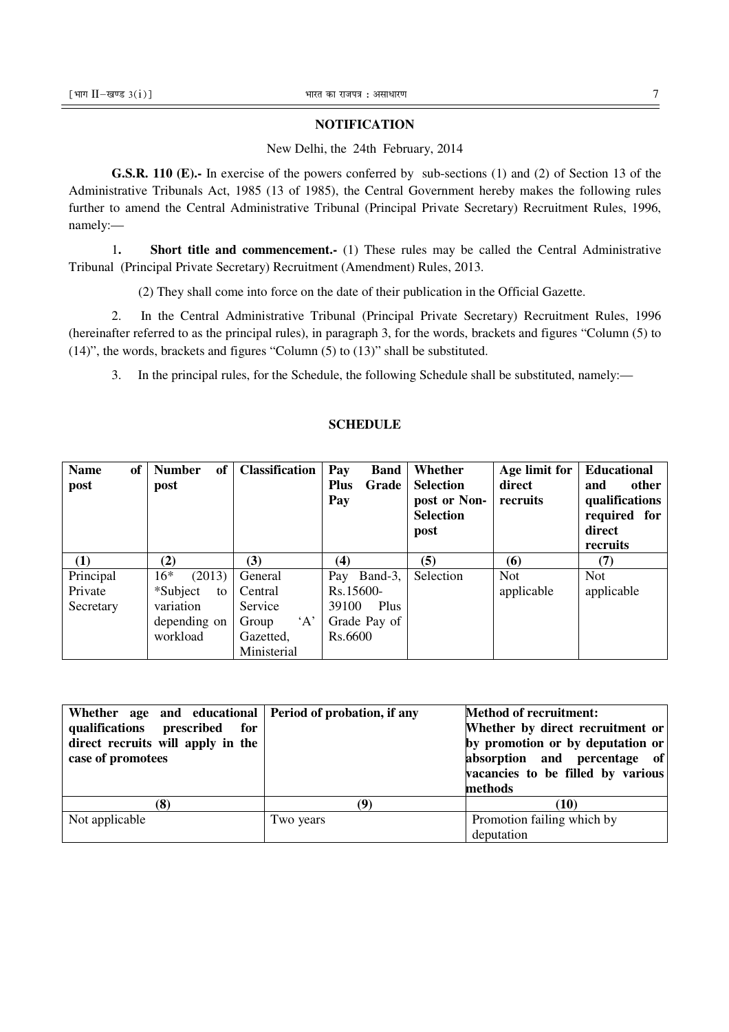## NOTIFICATION

New Delhi, the 24th February, 2014

**G.S.R. 110 (E).-** In exercise of the powers conferred by sub-sections (1) and (2) of Section 13 of the Administrative Tribunals Act, 1985 (13 of 1985), the Central Government hereby makes the following rules further to amend the Central Administrative Tribunal (Principal Private Secretary) Recruitment Rules, 1996, namely:—

1**. Short title and commencement.-** (1) These rules may be called the Central Administrative Tribunal (Principal Private Secretary) Recruitment (Amendment) Rules, 2013.

(2) They shall come into force on the date of their publication in the Official Gazette.

2. In the Central Administrative Tribunal (Principal Private Secretary) Recruitment Rules, 1996 (hereinafter referred to as the principal rules), in paragraph 3, for the words, brackets and figures "Column (5) to (14)", the words, brackets and figures "Column (5) to (13)" shall be substituted.

3. In the principal rules, for the Schedule, the following Schedule shall be substituted, namely:—

## SCHEDULE

| Name of post | Number of post | Classification | Pay Band Plus Grade Pay | Whether Selection post or Non-Selection post | Age limit for direct recruits | Educational and other qualifications required for direct recruits |
|---|---|---|---|---|---|---|
| (1) | (2) | (3) | (4) | (5) | (6) | (7) |
| Principal Private Secretary | 16* (2013) *Subject to variation depending on workload | General Central Service Group 'A' Gazetted, Ministerial | Pay Band-3, Rs.15600-39100 Plus Grade Pay of Rs.6600 | Selection | Not applicable | Not applicable |

| Whether age and educational qualifications prescribed for direct recruits will apply in the case of promotees | Period of probation, if any | Method of recruitment: Whether by direct recruitment or by promotion or by deputation or absorption and percentage of vacancies to be filled by various methods |
|---|---|---|
| (8) | (9) | (10) |
| Not applicable | Two years | Promotion failing which by deputation |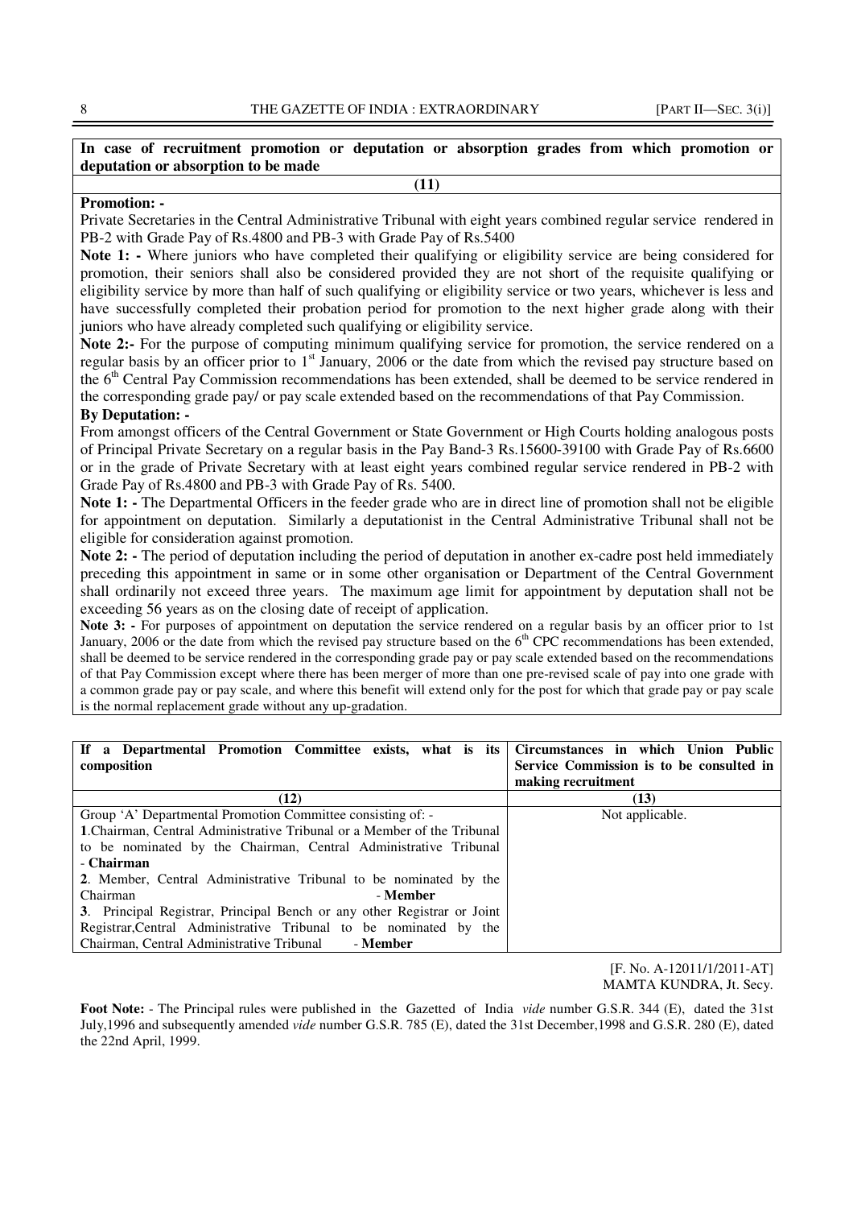| In case of recruitment promotion or deputation or absorption grades from which promotion or deputation or absorption to be made |
|---|
| (11) |
| **Promotion: -**<br>Private Secretaries in the Central Administrative Tribunal with eight years combined regular service rendered in PB-2 with Grade Pay of Rs.4800 and PB-3 with Grade Pay of Rs.5400<br>**Note 1: -** Where juniors who have completed their qualifying or eligibility service are being considered for promotion, their seniors shall also be considered provided they are not short of the requisite qualifying or eligibility service by more than half of such qualifying or eligibility service or two years, whichever is less and have successfully completed their probation period for promotion to the next higher grade along with their juniors who have already completed such qualifying or eligibility service.<br>**Note 2:-** For the purpose of computing minimum qualifying service for promotion, the service rendered on a regular basis by an officer prior to 1st January, 2006 or the date from which the revised pay structure based on the 6th Central Pay Commission recommendations has been extended, shall be deemed to be service rendered in the corresponding grade pay/ or pay scale extended based on the recommendations of that Pay Commission.<br>**By Deputation: -**<br>From amongst officers of the Central Government or State Government or High Courts holding analogous posts of Principal Private Secretary on a regular basis in the Pay Band-3 Rs.15600-39100 with Grade Pay of Rs.6600 or in the grade of Private Secretary with at least eight years combined regular service rendered in PB-2 with Grade Pay of Rs.4800 and PB-3 with Grade Pay of Rs. 5400.<br>**Note 1: -** The Departmental Officers in the feeder grade who are in direct line of promotion shall not be eligible for appointment on deputation. Similarly a deputationist in the Central Administrative Tribunal shall not be eligible for consideration against promotion.<br>**Note 2: -** The period of deputation including the period of deputation in another ex-cadre post held immediately preceding this appointment in same or in some other organisation or Department of the Central Government shall ordinarily not exceed three years. The maximum age limit for appointment by deputation shall not be exceeding 56 years as on the closing date of receipt of application.<br>**Note 3: -** For purposes of appointment on deputation the service rendered on a regular basis by an officer prior to 1st January, 2006 or the date from which the revised pay structure based on the 6th CPC recommendations has been extended, shall be deemed to be service rendered in the corresponding grade pay or pay scale extended based on the recommendations of that Pay Commission except where there has been merger of more than one pre-revised scale of pay into one grade with a common grade pay or pay scale, and where this benefit will extend only for the post for which that grade pay or pay scale is the normal replacement grade without any up-gradation. |

| If a Departmental Promotion Committee exists, what is its composition | Circumstances in which Union Public Service Commission is to be consulted in making recruitment |
|---|---|
| (12) | (13) |
| Group 'A' Departmental Promotion Committee consisting of: -<br>**1**.Chairman, Central Administrative Tribunal or a Member of the Tribunal to be nominated by the Chairman, Central Administrative Tribunal - **Chairman**<br>**2**. Member, Central Administrative Tribunal to be nominated by the Chairman - **Member**<br>**3**. Principal Registrar, Principal Bench or any other Registrar or Joint Registrar,Central Administrative Tribunal to be nominated by the Chairman, Central Administrative Tribunal - **Member** | Not applicable. |

[F. No. A-12011/1/2011-AT]
MAMTA KUNDRA, Jt. Secy.

**Foot Note:** - The Principal rules were published in the Gazetted of India *vide* number G.S.R. 344 (E), dated the 31st July,1996 and subsequently amended *vide* number G.S.R. 785 (E), dated the 31st December,1998 and G.S.R. 280 (E), dated the 22nd April, 1999.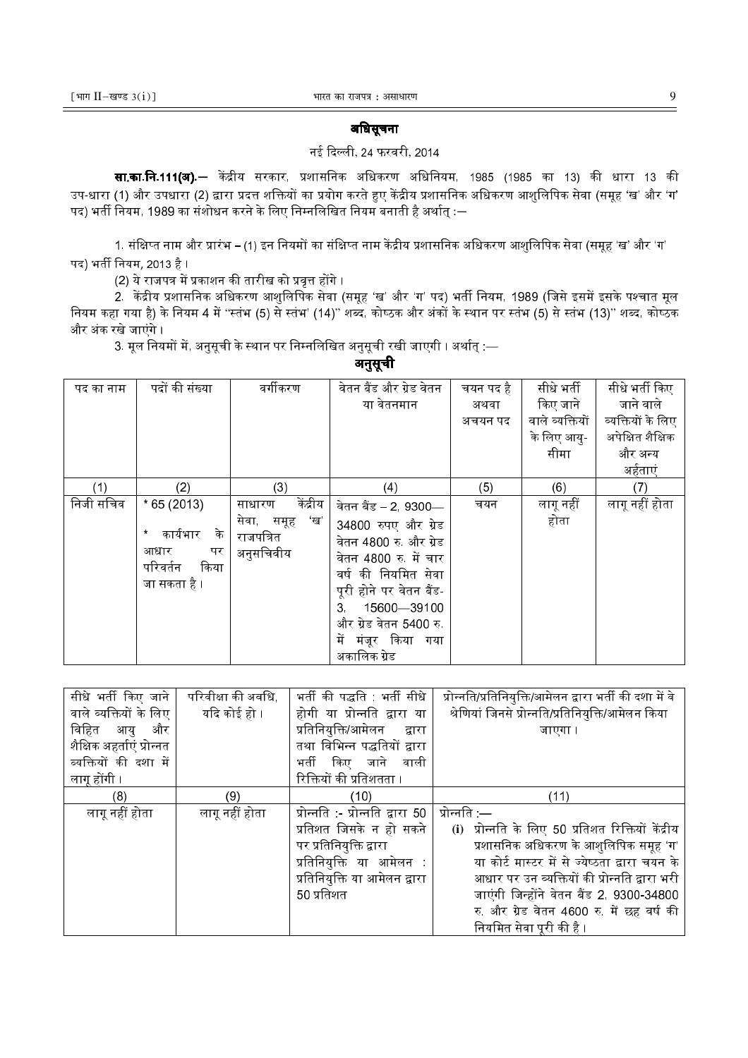# अधिसूचना

नई दिल्ली, 24 फरवरी, 2014

**सा.का.नि.111(अ).—** केंद्रीय सरकार, प्रशासनिक अधिकरण अधिनियम, 1985 (1985 का 13) की धारा 13 की उप-धारा (1) और उपधारा (2) द्वारा प्रदत्त शक्तियों का प्रयोग करते हुए केंद्रीय प्रशासनिक अधिकरण आशुलिपिक सेवा (समूह 'ख' और 'ग' पद) भर्ती नियम, 1989 का संशोधन करने के लिए निम्नलिखित नियम बनाती है अर्थात् :—

1. संक्षिप्त नाम और प्रारंभ – (1) इन नियमों का संक्षिप्त नाम केंद्रीय प्रशासनिक अधिकरण आशुलिपिक सेवा (समूह 'ख' और 'ग' पद) भर्ती नियम, 2013 है।

(2) ये राजपत्र में प्रकाशन की तारीख को प्रवृत्त होंगे।

2. केंद्रीय प्रशासनिक अधिकरण आशुलिपिक सेवा (समूह 'ख' और 'ग' पद) भर्ती नियम, 1989 (जिसे इसमें इसके पश्चात मूल नियम कहा गया है) के नियम 4 में "स्तंभ (5) से स्तंभ' (14)" शब्द, कोष्ठक और अंकों के स्थान पर स्तंभ (5) से स्तंभ (13)" शब्द, कोष्ठक और अंक रखे जाएंगे।

3. मूल नियमों में, अनुसूची के स्थान पर निम्नलिखित अनुसूची रखी जाएगी। अर्थात् :—

## अनुसूची

| पद का नाम | पदों की संख्या | वर्गीकरण | वेतन बैंड और ग्रेड वेतन या वेतनमान | चयन पद है अथवा अचयन पद | सीधे भर्ती किए जाने वाले व्यक्तियों के लिए आयु-सीमा | सीधे भर्ती किए जाने वाले व्यक्तियों के लिए अपेक्षित शैक्षिक और अन्य अर्हताएं |
|---|---|---|---|---|---|---|
| (1) | (2) | (3) | (4) | (5) | (6) | (7) |
| निजी सचिव | * 65 (2013)<br><br>* कार्यभार के आधार पर परिवर्तन किया जा सकता है। | साधारण केंद्रीय सेवा, समूह 'ख' राजपत्रित अनुसचिवीय | वेतन बैंड – 2, 9300—34800 रुपए और ग्रेड वेतन 4800 रु. और ग्रेड वेतन 4800 रु. में चार वर्ष की नियमित सेवा पूरी होने पर वेतन बैंड-3, 15600—39100 और ग्रेड वेतन 5400 रु. में मंजूर किया गया अकालिक ग्रेड | चयन | लागू नहीं होता | लागू नहीं होता |

| सीधे भर्ती किए जाने वाले व्यक्तियों के लिए विहित आयु और शैक्षिक अहर्ताएं प्रोन्नत व्यक्तियों की दशा में लागू होंगी। | परिवीक्षा की अवधि, यदि कोई हो। | भर्ती की पद्धति : भर्ती सीधे होगी या प्रोन्नति द्वारा या प्रतिनियुक्ति/आमेलन द्वारा तथा विभिन्न पद्धतियों द्वारा भर्ती किए जाने वाली रिक्तियों की प्रतिशतता। | प्रोन्नति/प्रतिनियुक्ति/आमेलन द्वारा भर्ती की दशा में वे श्रेणियां जिनसे प्रोन्नति/प्रतिनियुक्ति/आमेलन किया जाएगा। |
|---|---|---|---|
| (8) | (9) | (10) | (11) |
| लागू नहीं होता | लागू नहीं होता | प्रोन्नति :- प्रोन्नति द्वारा 50 प्रतिशत जिसके न हो सकने पर प्रतिनियुक्ति द्वारा<br>प्रतिनियुक्ति या आमेलन : प्रतिनियुक्ति या आमेलन द्वारा 50 प्रतिशत | प्रोन्नति :—<br>(i) प्रोन्नति के लिए 50 प्रतिशत रिक्तियां केंद्रीय प्रशासनिक अधिकरण के आशुलिपिक समूह 'ग' या कोर्ट मास्टर में से ज्येष्ठता द्वारा चयन के आधार पर उन व्यक्तियों की प्रोन्नति द्वारा भरी जाएंगी जिन्होंने वेतन बैंड 2, 9300-34800 रु. और ग्रेड वेतन 4600 रु. में छह वर्ष की नियमित सेवा पूरी की है। |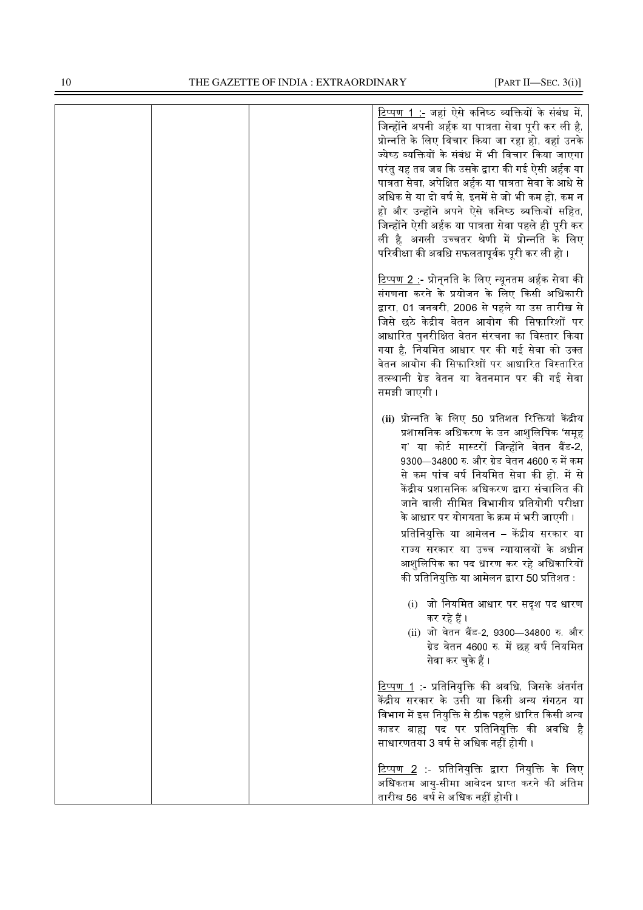| | | | |
|---|---|---|---|
| | | | टिप्पण 1 :- जहां ऐसे कनिष्ठ व्यक्तियों के संबंध में, जिन्होंने अपनी अर्हक या पात्रता सेवा पूरी कर ली है, प्रोन्नति के लिए विचार किया जा रहा हो, वहां उनके ज्येष्ठ व्यक्तियों के संबंध में भी विचार किया जाएगा परंतु यह तब जब कि उसके द्वारा की गई ऐसी अर्हक या पात्रता सेवा, अपेक्षित अर्हक या पात्रता सेवा के आधे से अधिक से या दो वर्ष से, इनमें से जो भी कम हो, कम न हो और उन्होंने अपने ऐसे कनिष्ठ व्यक्तियों सहित, जिन्होंने ऐसी अर्हक या पात्रता सेवा पहले ही पूरी कर ली है, अगली उच्चतर श्रेणी में प्रोन्नति के लिए परिवीक्षा की अवधि सफलतापूर्वक पूरी कर ली हो ।<br><br>टिप्पण 2 :- प्रोन्नति के लिए न्यूनतम अर्हक सेवा की संगणना करने के प्रयोजन के लिए किसी अधिकारी द्वारा, 01 जनवरी, 2006 से पहले या उस तारीख से जिसे छठे केंद्रीय वेतन आयोग की सिफारिशों पर आधारित पुनरीक्षित वेतन संरचना का विस्तार किया गया है, नियमित आधार पर की गई सेवा को उक्त वेतन आयोग की सिफारिशों पर आधारित विस्तारित तत्स्थानी ग्रेड वेतन या वेतनमान पर की गई सेवा समझी जाएगी ।<br><br>**(ii)** प्रोन्नति के लिए 50 प्रतिशत रिक्तियां केंद्रीय प्रशासनिक अधिकरण के उन आशुलिपिक 'समूह ग' या कोर्ट मास्टरों जिन्होंने वेतन बैंड-2, 9300—34800 रु. और ग्रेड वेतन 4600 रु में कम से कम पांच वर्ष नियमित सेवा की हो, में से केंद्रीय प्रशासनिक अधिकरण द्वारा संचालित की जाने वाली सीमित विभागीय प्रतियोगी परीक्षा के आधार पर योगयता के क्रम मं भरी जाएगी ।<br><br>प्रतिनियुक्ति या आमेलन – केंद्रीय सरकार या राज्य सरकार या उच्च न्यायालयों के अधीन आशुलिपिक का पद धारण कर रहे अधिकारियों की प्रतिनियुक्ति या आमेलन द्वारा 50 प्रतिशत :<br><br>(i) जो नियमित आधार पर सदृश पद धारण कर रहे हैं ।<br>(ii) जो वेतन बैंड-2, 9300—34800 रु. और ग्रेड वेतन 4600 रु. में छह वर्ष नियमित सेवा कर चुके हैं ।<br><br>टिप्पण 1 :- प्रतिनियुक्ति की अवधि, जिसके अंतर्गत केंद्रीय सरकार के उसी या किसी अन्य संगठन या विभाग में इस नियुक्ति से ठीक पहले धारित किसी अन्य काडर बाह्य पद पर प्रतिनियुक्ति की अवधि है साधारणतया 3 वर्ष से अधिक नहीं होगी ।<br><br>टिप्पण 2 :- प्रतिनियुक्ति द्वारा नियुक्ति के लिए अधिकतम आयु-सीमा आवेदन प्राप्त करने की अंतिम तारीख 56 वर्ष से अधिक नहीं होगी । |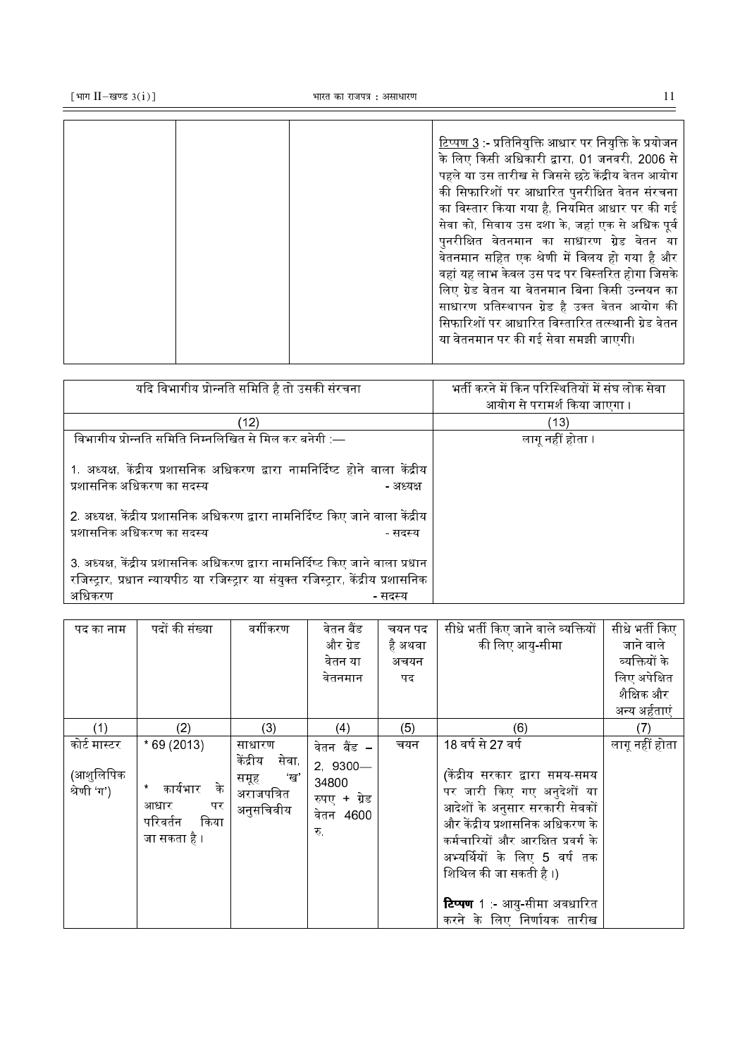| | | | टिप्पण 3 :- प्रतिनियुक्ति आधार पर नियुक्ति के प्रयोजन के लिए किसी अधिकारी द्वारा, 01 जनवरी, 2006 से पहले या उस तारीख से जिससे छठे केंद्रीय वेतन आयोग की सिफारिशों पर आधारित पुनरीक्षित वेतन संरचना का विस्तार किया गया है, नियमित आधार पर की गई सेवा को, सिवाय उस दशा के, जहां एक से अधिक पूर्व पुनरीक्षित वेतनमान का साधारण ग्रेड वेतन या वेतनमान सहित एक श्रेणी में विलय हो गया है और वहां यह लाभ केवल उस पद पर विस्तरित होगा जिसके लिए ग्रेड वेतन या वेतनमान बिना किसी उन्नयन का साधारण प्रतिस्थापन ग्रेड है उक्त वेतन आयोग की सिफारिशों पर आधारित विस्तारित तत्स्थानी ग्रेड वेतन या वेतनमान पर की गई सेवा समझी जाएगी। |
|---|---|---|---|

| यदि विभागीय प्रोन्नति समिति है तो उसकी संरचना | भर्ती करने में किन परिस्थितियों में संघ लोक सेवा आयोग से परामर्श किया जाएगा। |
|---|---|
| (12) | (13) |
| विभागीय प्रोन्नति समिति निम्नलिखित से मिल कर बनेगी :—<br><br>1. अध्यक्ष, केंद्रीय प्रशासनिक अधिकरण द्वारा नामनिर्दिष्ट होने वाला केंद्रीय प्रशासनिक अधिकरण का सदस्य - अध्यक्ष<br><br>2. अध्यक्ष, केंद्रीय प्रशासनिक अधिकरण द्वारा नामनिर्दिष्ट किए जाने वाला केंद्रीय प्रशासनिक अधिकरण का सदस्य - सदस्य<br><br>3. अध्यक्ष, केंद्रीय प्रशासनिक अधिकरण द्वारा नामनिर्दिष्ट किए जाने वाला प्रधान रजिस्ट्रार, प्रधान न्यायपीठ या रजिस्ट्रार या संयुक्त रजिस्ट्रार, केंद्रीय प्रशासनिक अधिकरण - सदस्य | लागू नहीं होता। |

| पद का नाम | पदों की संख्या | वर्गीकरण | वेतन बैंड और ग्रेड वेतन या वेतनमान | चयन पद है अथवा अचयन पद | सीधे भर्ती किए जाने वाले व्यक्तियों की लिए आयु-सीमा | सीधे भर्ती किए जाने वाले व्यक्तियों के लिए अपेक्षित शैक्षिक और अन्य अर्हताएं |
|---|---|---|---|---|---|---|
| (1) | (2) | (3) | (4) | (5) | (6) | (7) |
| कोर्ट मास्टर<br><br>(आशुलिपिक श्रेणी 'ग') | * 69 (2013)<br><br>* कार्यभार के आधार पर परिवर्तन किया जा सकता है। | साधारण केंद्रीय सेवा, समूह 'ख' अराजपत्रित अनुसचिवीय | वेतन बैंड – 2, 9300—34800 रुपए + ग्रेड वेतन 4600 रु. | चयन | 18 वर्ष से 27 वर्ष<br><br>(केंद्रीय सरकार द्वारा समय-समय पर जारी किए गए अनुदेशों या आदेशों के अनुसार सरकारी सेवकों और केंद्रीय प्रशासनिक अधिकरण के कर्मचारियों और आरक्षित प्रवर्ग के अभ्यर्थियों के लिए 5 वर्ष तक शिथिल की जा सकती है।)<br><br>**टिप्पण** 1 :- आयु-सीमा अवधारित करने के लिए निर्णायक तारीख | लागू नहीं होता |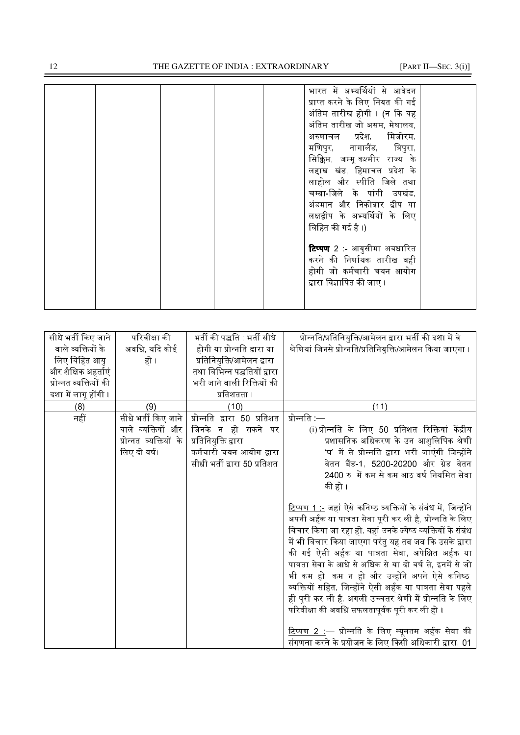| | | | | | | |
|---|---|---|---|---|---|---|
| | | | | | भारत में अभ्यर्थियों से आवेदन प्राप्त करने के लिए नियत की गई अंतिम तारीख होगी । (न कि वह अंतिम तारीख जो असम, मेघालय, अरुणाचल प्रदेश, मिजोरम, मणिपुर, नागालैंड, त्रिपुरा, सिक्किम, जम्मू-कश्मीर राज्य के लद्दाख खंड, हिमाचल प्रदेश के लाहोल और स्पीति जिले तथा चम्बा-जिले के पांगी उपखंड, अंडमान और निकोबार द्वीप या लक्षद्वीप के अभ्यर्थियों के लिए विहित की गई है ।)<br><br>**टिप्पण** 2 :- आयुसीमा अवधारित करने की निर्णायक तारीख वही होगी जो कर्मचारी चयन आयोग द्वारा विज्ञापित की जाए । | |

| सीधे भर्ती किए जाने वाले व्यक्तियों के लिए विहित आयु और शैक्षिक अहर्ताएं प्रोन्नत व्यक्तियों की दशा में लागू होंगी । | परिवीक्षा की अवधि, यदि कोई हो । | भर्ती की पद्धति : भर्ती सीधे होगी या प्रोन्नति द्वारा या प्रतिनियुक्ति/आमेलन द्वारा तथा विभिन्न पद्धतियों द्वारा भरी जाने वाली रिक्तियों की प्रतिशतता । | प्रोन्नति/प्रतिनियुक्ति/आमेलन द्वारा भर्ती की दशा में वे श्रेणियां जिनसे प्रोन्नति/प्रतिनियुक्ति/आमेलन किया जाएगा । |
|---|---|---|---|
| (8) | (9) | (10) | (11) |
| नहीं | सीधे भर्ती किए जाने वाले व्यक्तियों और प्रोन्नत व्यक्तियों के लिए दो वर्ष। | प्रोन्नति द्वारा 50 प्रतिशत जिनके न हो सकने पर प्रतिनियुक्ति द्वारा कर्मचारी चयन आयोग द्वारा सीधी भर्ती द्वारा 50 प्रतिशत | प्रोन्नति :—<br>(i) प्रोन्नति के लिए 50 प्रतिशत रिक्तियां केंद्रीय प्रशासनिक अधिकरण के उन आशुलिपिक श्रेणी 'घ' में से प्रोन्नति द्वारा भरी जाएंगी जिन्होंने वेतन बैंड-1, 5200-20200 और ग्रेड वेतन 2400 रु. में कम से कम आठ वर्ष नियमित सेवा की हो ।<br><br>टिप्पण 1 :- जहां ऐसे कनिष्ठ व्यक्तियों के संबंध में, जिन्होंने अपनी अर्हक या पात्रता सेवा पूरी कर ली है, प्रोन्नति के लिए विचार किया जा रहा हो, वहां उनके ज्येष्ठ व्यक्तियों के संबंध में भी विचार किया जाएगा परंतु यह तब जब कि उसके द्वारा की गई ऐसी अर्हक या पात्रता सेवा, अपेक्षित अर्हक या पात्रता सेवा के आधे से अधिक से या दो वर्ष से, इनमें से जो भी कम हो, कम न हो और उन्होंने अपने ऐसे कनिष्ठ व्यक्तियों सहित, जिन्होंने ऐसी अर्हक या पात्रता सेवा पहले ही पूरी कर ली है, अगली उच्चतर श्रेणी में प्रोन्नति के लिए परिवीक्षा की अवधि सफलतापूर्वक पूरी कर ली हो ।<br><br>टिप्पण 2 :— प्रोन्नति के लिए न्यूनतम अर्हक सेवा की संगणना करने के प्रयोजन के लिए किसी अधिकारी द्वारा, 01 |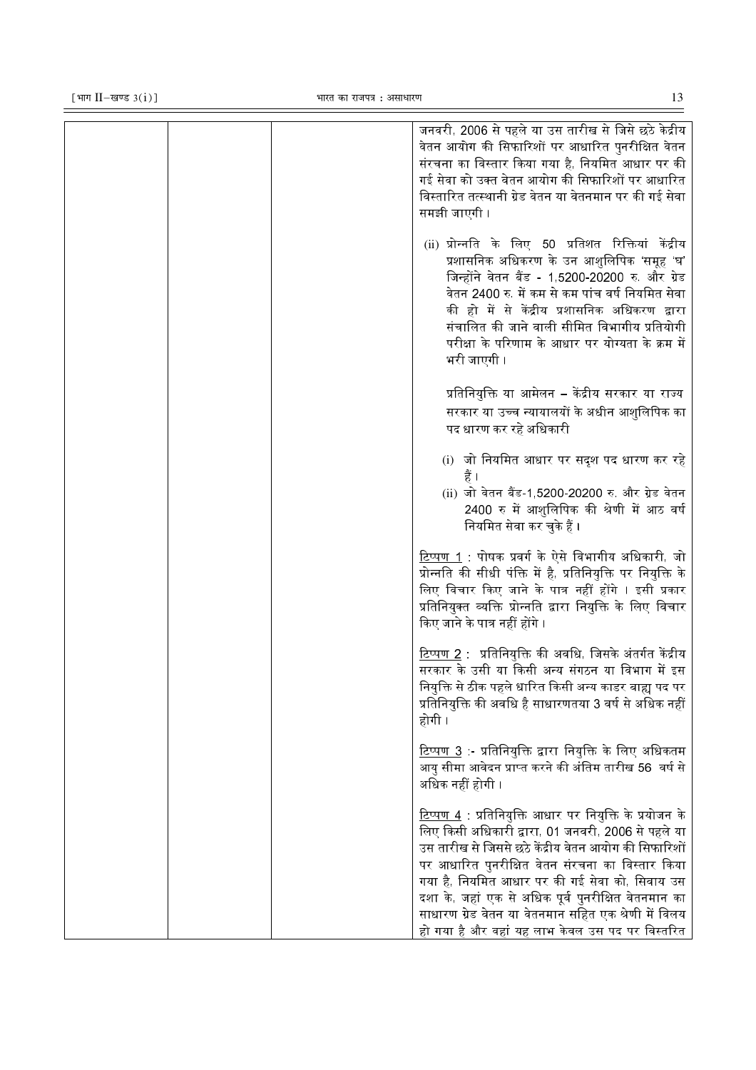| | | | |
|---|---|---|---|
| | | | जनवरी, 2006 से पहले या उस तारीख से जिसे छठे केंद्रीय वेतन आयोग की सिफारिशों पर आधारित पुनरीक्षित वेतन संरचना का विस्तार किया गया है, नियमित आधार पर की गई सेवा को उक्त वेतन आयोग की सिफारिशों पर आधारित विस्तारित तत्स्थानी ग्रेड वेतन या वेतनमान पर की गई सेवा समझी जाएगी।<br><br>(ii) प्रोन्नति के लिए 50 प्रतिशत रिक्तियां केंद्रीय प्रशासनिक अधिकरण के उन आशुलिपिक 'समूह 'घ' जिन्होंने वेतन बैंड - 1,5200-20200 रु. और ग्रेड वेतन 2400 रु. में कम से कम पांच वर्ष नियमित सेवा की हो में से केंद्रीय प्रशासनिक अधिकरण द्वारा संचालित की जाने वाली सीमित विभागीय प्रतियोगी परीक्षा के परिणाम के आधार पर योग्यता के क्रम में भरी जाएगी।<br><br>प्रतिनियुक्ति या आमेलन – केंद्रीय सरकार या राज्य सरकार या उच्च न्यायालयों के अधीन आशुलिपिक का पद धारण कर रहे अधिकारी<br><br>(i) जो नियमित आधार पर सदृश पद धारण कर रहे हैं।<br>(ii) जो वेतन बैंड-1,5200-20200 रु. और ग्रेड वेतन 2400 रु में आशुलिपिक की श्रेणी में आठ वर्ष नियमित सेवा कर चुके हैं।<br><br><u>टिप्पण 1</u> : पोषक प्रवर्ग के ऐसे विभागीय अधिकारी, जो प्रोन्नति की सीधी पंक्ति में है, प्रतिनियुक्ति पर नियुक्ति के लिए विचार किए जाने के पात्र नहीं होंगे । इसी प्रकार प्रतिनियुक्त व्यक्ति प्रोन्नति द्वारा नियुक्ति के लिए विचार किए जाने के पात्र नहीं होंगे।<br><br><u>टिप्पण 2</u> : प्रतिनियुक्ति की अवधि, जिसके अंतर्गत केंद्रीय सरकार के उसी या किसी अन्य संगठन या विभाग में इस नियुक्ति से ठीक पहले धारित किसी अन्य काडर बाह्य पद पर प्रतिनियुक्ति की अवधि है साधारणतया 3 वर्ष से अधिक नहीं होगी।<br><br><u>टिप्पण 3</u> :- प्रतिनियुक्ति द्वारा नियुक्ति के लिए अधिकतम आयु सीमा आवेदन प्राप्त करने की अंतिम तारीख 56 वर्ष से अधिक नहीं होगी।<br><br><u>टिप्पण 4</u> : प्रतिनियुक्ति आधार पर नियुक्ति के प्रयोजन के लिए किसी अधिकारी द्वारा, 01 जनवरी, 2006 से पहले या उस तारीख से जिससे छठे केंद्रीय वेतन आयोग की सिफारिशों पर आधारित पुनरीक्षित वेतन संरचना का विस्तार किया गया है, नियमित आधार पर की गई सेवा को, सिवाय उस दशा के, जहां एक से अधिक पूर्व पुनरीक्षित वेतनमान का साधारण ग्रेड वेतन या वेतनमान सहित एक श्रेणी में विलय हो गया है और वहां यह लाभ केवल उस पद पर विस्तरित |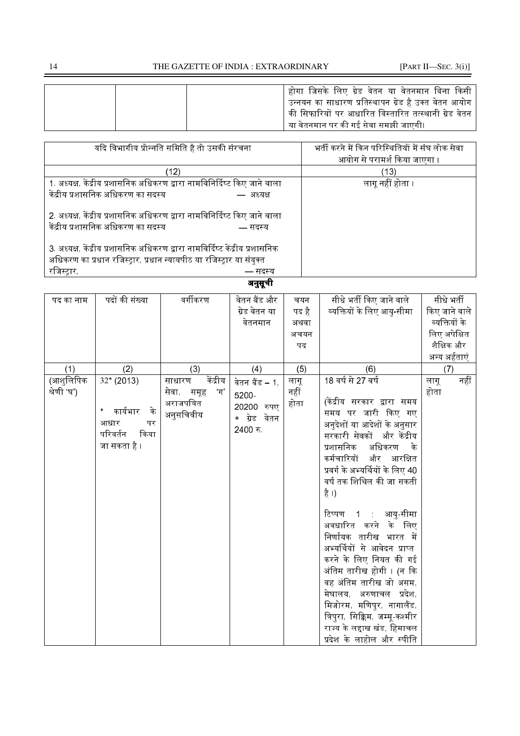| | | | होगा जिसके लिए ग्रेड वेतन या वेतनमान बिना किसी उन्नयन का साधारण प्रतिस्थापन ग्रेड है उक्त वेतन आयोग की सिफारियों पर आधारित विस्तारित तत्स्थानी ग्रेड वेतन या वेतनमान पर की गई सेवा समझी जाएगी। |
|---|---|---|---|

| यदि विभागीय प्रोन्नति समिति है तो उसकी संरचना | भर्ती करने में किन परिस्थितियों में संघ लोक सेवा आयोग से परामर्श किया जाएगा। |
|---|---|
| (12) | (13) |
| 1. अध्यक्ष, केंद्रीय प्रशासनिक अधिकरण द्वारा नामविनिर्दिष्ट किए जाने वाला केंद्रीय प्रशासनिक अधिकरण का सदस्य — अध्यक्ष<br><br>2. अध्यक्ष, केंद्रीय प्रशासनिक अधिकरण द्वारा नामविनिर्दिष्ट किए जाने वाला केंद्रीय प्रशासनिक अधिकरण का सदस्य — सदस्य<br><br>3. अध्यक्ष, केंद्रीय प्रशासनिक अधिकरण द्वारा नामविर्दिष्ट केंद्रीय प्रशासनिक अधिकरण का प्रधान रजिस्ट्रार, प्रधान न्यायपीठ या रजिस्ट्रार या संयुक्त रजिस्ट्रार, — सदस्य | लागू नहीं होता। |

## अनुसूची

| पद का नाम | पदों की संख्या | वर्गीकरण | वेतन बैंड और ग्रेड वेतन या वेतनमान | चयन पद है अथवा अचयन पद | सीधे भर्ती किए जाने वाले व्यक्तियों के लिए आयु-सीमा | सीधे भर्ती किए जाने वाले व्यक्तियों के लिए अपेक्षित शैक्षिक और अन्य अर्हताएं |
|---|---|---|---|---|---|---|
| (1) | (2) | (3) | (4) | (5) | (6) | (7) |
| (आशुलिपिक श्रेणी 'घ') | 32* (2013)<br><br>* कार्यभार के आधार पर परिवर्तन किया जा सकता है। | साधारण केंद्रीय सेवा, समूह 'ग' अराजपत्रित अनुसचिवीय | वेतन बैंड – 1, 5200-20200 रुपए + ग्रेड वेतन 2400 रु. | लागू नहीं होता | 18 वर्ष से 27 वर्ष<br><br>(केंद्रीय सरकार द्वारा समय समय पर जारी किए गए अनुदेशों या आदेशों के अनुसार सरकारी सेवकों और केंद्रीय प्रशासनिक अधिकरण के कर्मचारियों और आरक्षित प्रवर्ग के अभ्यर्थियों के लिए 40 वर्ष तक शिथिल की जा सकती है।)<br><br>टिप्पण 1 : आयु-सीमा अवधारित करने के लिए निर्णायक तारीख भारत में अभ्यर्थियों से आवेदन प्राप्त करने के लिए नियत की गई अंतिम तारीख होगी। (न कि वह अंतिम तारीख जो असम, मेघालय, अरुणाचल प्रदेश, मिजोरम, मणिपुर, नागालैंड, त्रिपुरा, सिक्किम, जम्मू-कश्मीर राज्य के लद्दाख खंड, हिमाचल प्रदेश के लाहोल और स्पीति | लागू नहीं होता |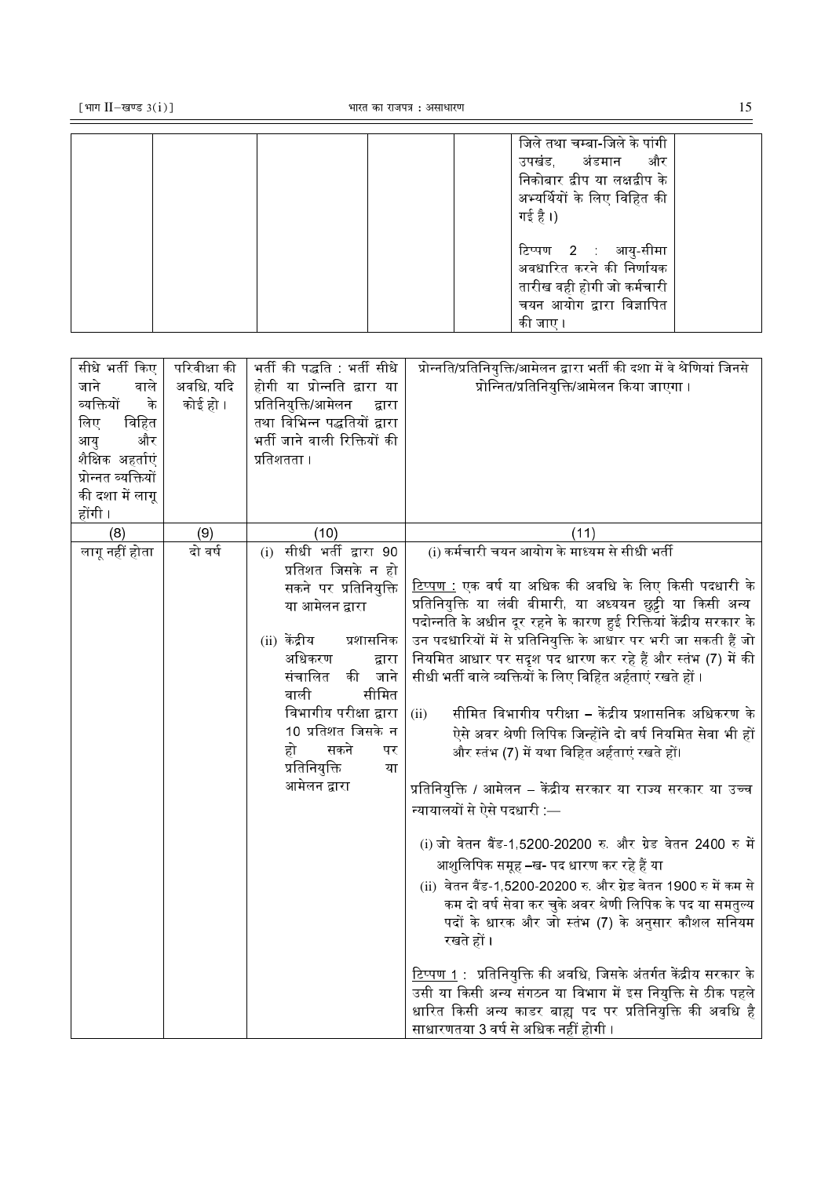| | | | | | जिले तथा चम्बा-जिले के पांगी उपखंड, अंडमान और निकोबार द्वीप या लक्षद्वीप के अभ्यर्थियों के लिए विहित की गई है।)<br><br>टिप्पण 2 : आयु-सीमा अवधारित करने की निर्णायक तारीख वही होगी जो कर्मचारी चयन आयोग द्वारा विज्ञापित की जाए। | |
|---|---|---|---|---|---|---|

| सीधे भर्ती किए जाने वाले व्यक्तियों के लिए विहित आयु और शैक्षिक अहर्ताएं प्रोन्नत व्यक्तियों की दशा में लागू होंगी। | परिवीक्षा की अवधि, यदि कोई हो। | भर्ती की पद्धति : भर्ती सीधे होगी या प्रोन्नति द्वारा या प्रतिनियुक्ति/आमेलन द्वारा तथा विभिन्न पद्धतियों द्वारा भर्ती जाने वाली रिक्तियों की प्रतिशतता। | प्रोन्नति/प्रतिनियुक्ति/आमेलन द्वारा भर्ती की दशा में वे श्रेणियां जिनसे प्रोन्नित/प्रतिनियुक्ति/आमेलन किया जाएगा। |
|---|---|---|---|
| (8) | (9) | (10) | (11) |
| लागू नहीं होता | दो वर्ष | (i) सीधी भर्ती द्वारा 90 प्रतिशत जिसके न हो सकने पर प्रतिनियुक्ति या आमेलन द्वारा<br><br>(ii) केंद्रीय प्रशासनिक अधिकरण द्वारा संचालित की जाने वाली सीमित विभागीय परीक्षा द्वारा 10 प्रतिशत जिसके न हो सकने पर प्रतिनियुक्ति या आमेलन द्वारा | (i) कर्मचारी चयन आयोग के माध्यम से सीधी भर्ती<br><br><u>टिप्पण :</u> एक वर्ष या अधिक की अवधि के लिए किसी पदधारी के प्रतिनियुक्ति या लंबी बीमारी, या अध्ययन छुट्टी या किसी अन्य पदोन्नति के अधीन दूर रहने के कारण हुई रिक्तियां केंद्रीय सरकार के उन पदधारियों में से प्रतिनियुक्ति के आधार पर भरी जा सकती हैं जो नियमित आधार पर सदृश पद धारण कर रहे हैं और स्तंभ (7) में की सीधी भर्ती वाले व्यक्तियों के लिए विहित अर्हताएं रखते हों।<br><br>(ii) सीमित विभागीय परीक्षा – केंद्रीय प्रशासनिक अधिकरण के ऐसे अवर श्रेणी लिपिक जिन्होंने दो वर्ष नियमित सेवा भी हों और स्तंभ (7) में यथा विहित अर्हताएं रखते हों।<br><br>प्रतिनियुक्ति / आमेलन – केंद्रीय सरकार या राज्य सरकार या उच्च न्यायालयों से ऐसे पदधारी :—<br><br>(i) जो वेतन बैंड-1,5200-20200 रु. और ग्रेड वेतन 2400 रु में आशुलिपिक समूह –ख- पद धारण कर रहे हैं या<br>(ii) वेतन बैंड-1,5200-20200 रु. और ग्रेड वेतन 1900 रु में कम से कम दो वर्ष सेवा कर चुके अवर श्रेणी लिपिक के पद या समतुल्य पदों के धारक और जो स्तंभ (7) के अनुसार कौशल सनियम रखते हों।<br><br><u>टिप्पण 1 :</u> प्रतिनियुक्ति की अवधि, जिसके अंतर्गत केंद्रीय सरकार के उसी या किसी अन्य संगठन या विभाग में इस नियुक्ति से ठीक पहले धारित किसी अन्य काडर बाह्य पद पर प्रतिनियुक्ति की अवधि है साधारणतया 3 वर्ष से अधिक नहीं होगी। |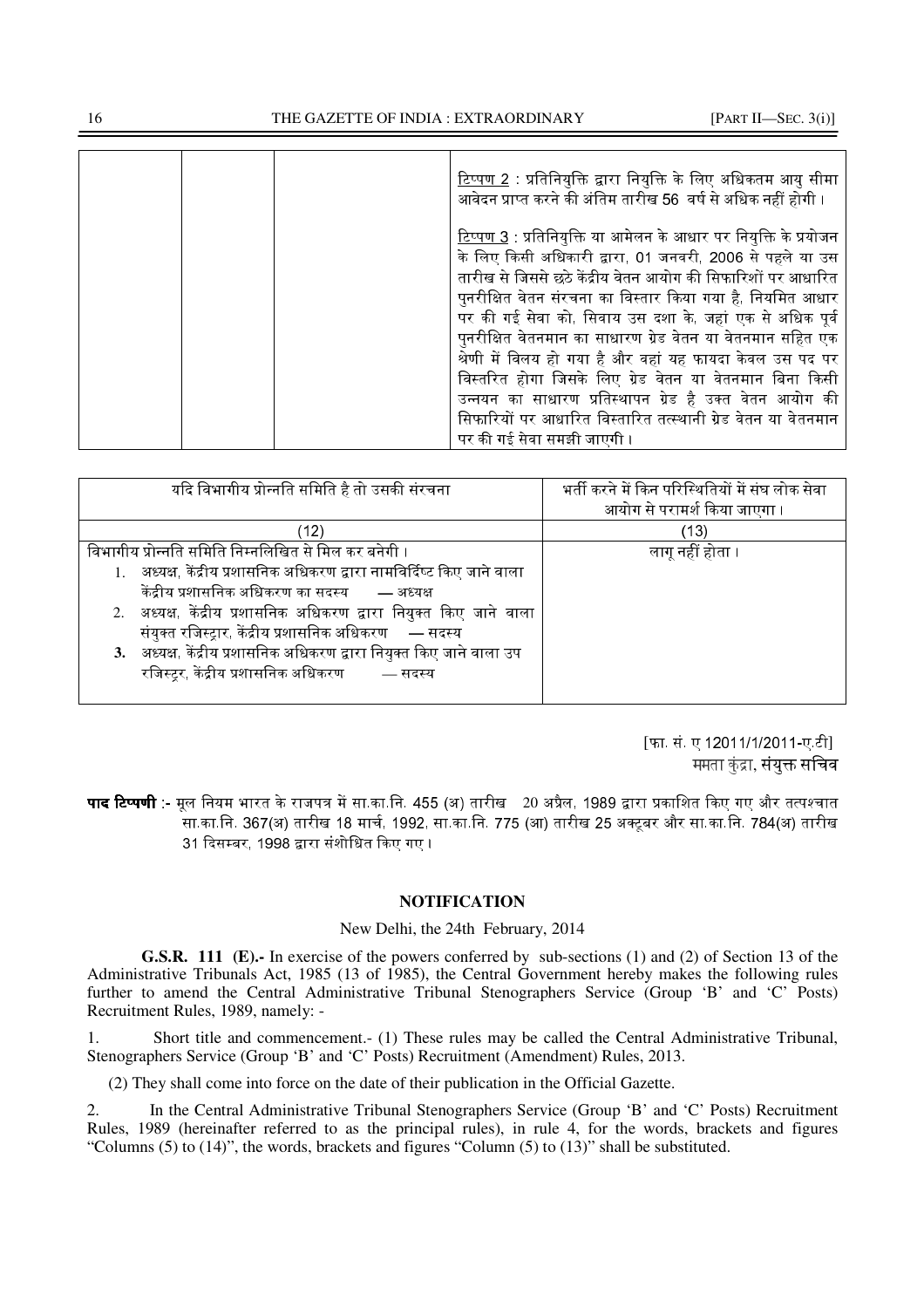| | | | टिप्पण 2 : प्रतिनियुक्ति द्वारा नियुक्ति के लिए अधिकतम आयु सीमा आवेदन प्राप्त करने की अंतिम तारीख 56 वर्ष से अधिक नहीं होगी।<br><br>टिप्पण 3 : प्रतिनियुक्ति या आमेलन के आधार पर नियुक्ति के प्रयोजन के लिए किसी अधिकारी द्वारा, 01 जनवरी, 2006 से पहले या उस तारीख से जिससे छठे केंद्रीय वेतन आयोग की सिफारिशों पर आधारित पुनरीक्षित वेतन संरचना का विस्तार किया गया है, नियमित आधार पर की गई सेवा को, सिवाय उस दशा के, जहां एक से अधिक पूर्व पुनरीक्षित वेतनमान का साधारण ग्रेड वेतन या वेतनमान सहित एक श्रेणी में विलय हो गया है और वहां यह फायदा केवल उस पद पर विस्तरित होगा जिसके लिए ग्रेड वेतन या वेतनमान बिना किसी उन्नयन का साधारण प्रतिस्थापन ग्रेड है उक्त वेतन आयोग की सिफारियों पर आधारित विस्तारित तत्स्थानी ग्रेड वेतन या वेतनमान पर की गई सेवा समझी जाएगी। |
|---|---|---|---|

| यदि विभागीय प्रोन्नति समिति है तो उसकी संरचना | भर्ती करने में किन परिस्थितियों में संघ लोक सेवा आयोग से परामर्श किया जाएगा। |
|---|---|
| (12) | (13) |
| विभागीय प्रोन्नति समिति निम्नलिखित से मिल कर बनेगी।<br>1. अध्यक्ष, केंद्रीय प्रशासनिक अधिकरण द्वारा नामविर्दिष्ट किए जाने वाला केंद्रीय प्रशासनिक अधिकरण का सदस्य — अध्यक्ष<br>2. अध्यक्ष, केंद्रीय प्रशासनिक अधिकरण द्वारा नियुक्त किए जाने वाला संयुक्त रजिस्ट्रार, केंद्रीय प्रशासनिक अधिकरण — सदस्य<br>3. अध्यक्ष, केंद्रीय प्रशासनिक अधिकरण द्वारा नियुक्त किए जाने वाला उप रजिस्ट्रर, केंद्रीय प्रशासनिक अधिकरण — सदस्य | लागू नहीं होता। |

[फा. सं. ए 12011/1/2011-ए.टी]
ममता कुंद्रा, संयुक्त सचिव

**पाद टिप्पणी** :- मूल नियम भारत के राजपत्र में सा.का.नि. 455 (अ) तारीख 20 अप्रैल, 1989 द्वारा प्रकाशित किए गए और तत्पश्चात सा.का.नि. 367(अ) तारीख 18 मार्च, 1992, सा.का.नि. 775 (आ) तारीख 25 अक्टूबर और सा.का.नि. 784(अ) तारीख 31 दिसम्बर, 1998 द्वारा संशोधित किए गए।

## NOTIFICATION

New Delhi, the 24th February, 2014

**G.S.R. 111 (E).-** In exercise of the powers conferred by sub-sections (1) and (2) of Section 13 of the Administrative Tribunals Act, 1985 (13 of 1985), the Central Government hereby makes the following rules further to amend the Central Administrative Tribunal Stenographers Service (Group 'B' and 'C' Posts) Recruitment Rules, 1989, namely: -

1. Short title and commencement.- (1) These rules may be called the Central Administrative Tribunal, Stenographers Service (Group 'B' and 'C' Posts) Recruitment (Amendment) Rules, 2013.

(2) They shall come into force on the date of their publication in the Official Gazette.

2. In the Central Administrative Tribunal Stenographers Service (Group 'B' and 'C' Posts) Recruitment Rules, 1989 (hereinafter referred to as the principal rules), in rule 4, for the words, brackets and figures "Columns (5) to (14)", the words, brackets and figures "Column (5) to (13)" shall be substituted.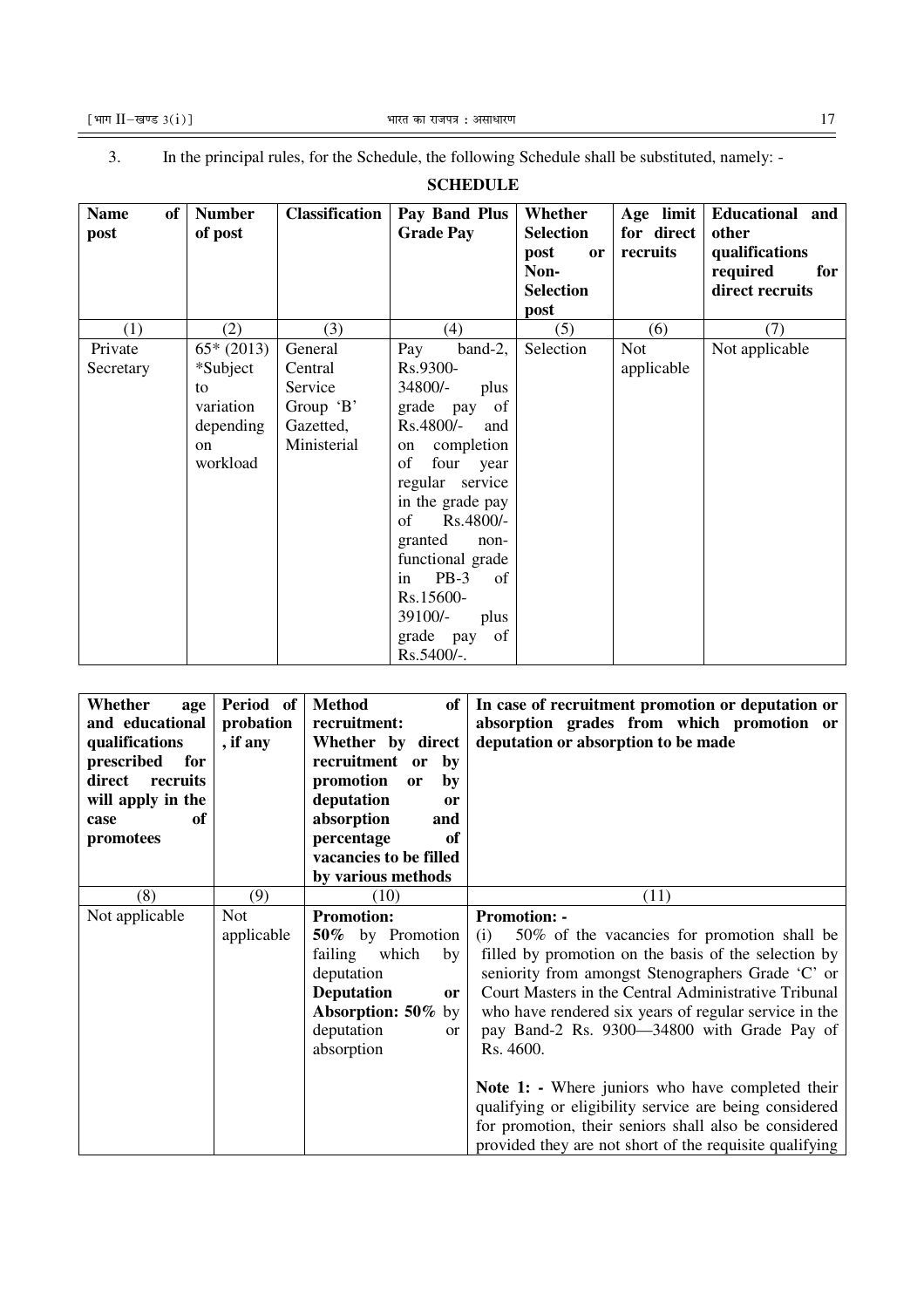3. In the principal rules, for the Schedule, the following Schedule shall be substituted, namely: -

**SCHEDULE**

| **Name of post** | **Number of post** | **Classification** | **Pay Band Plus Grade Pay** | **Whether Selection post or Non-Selection post** | **Age limit for direct recruits** | **Educational and other qualifications required for direct recruits** |
|---|---|---|---|---|---|---|
| (1) | (2) | (3) | (4) | (5) | (6) | (7) |
| Private Secretary | 65* (2013) *Subject to variation depending on workload | General Central Service Group 'B' Gazetted, Ministerial | Pay band-2, Rs.9300-34800/- plus grade pay of Rs.4800/- and on completion of four year regular service in the grade pay of Rs.4800/- granted non-functional grade in PB-3 of Rs.15600-39100/- plus grade pay of Rs.5400/-. | Selection | Not applicable | Not applicable |

| **Whether age and educational qualifications prescribed for direct recruits will apply in the case of promotees** | **Period of probation, if any** | **Method of recruitment: Whether by direct recruitment or by promotion or by deputation or absorption and percentage of vacancies to be filled by various methods** | **In case of recruitment promotion or deputation or absorption grades from which promotion or deputation or absorption to be made** |
|---|---|---|---|
| (8) | (9) | (10) | (11) |
| Not applicable | Not applicable | **Promotion:** **50%** by Promotion failing which by deputation **Deputation or Absorption: 50%** by deputation or absorption | **Promotion: -** (i) 50% of the vacancies for promotion shall be filled by promotion on the basis of the selection by seniority from amongst Stenographers Grade 'C' or Court Masters in the Central Administrative Tribunal who have rendered six years of regular service in the pay Band-2 Rs. 9300—34800 with Grade Pay of Rs. 4600. **Note 1: -** Where juniors who have completed their qualifying or eligibility service are being considered for promotion, their seniors shall also be considered provided they are not short of the requisite qualifying |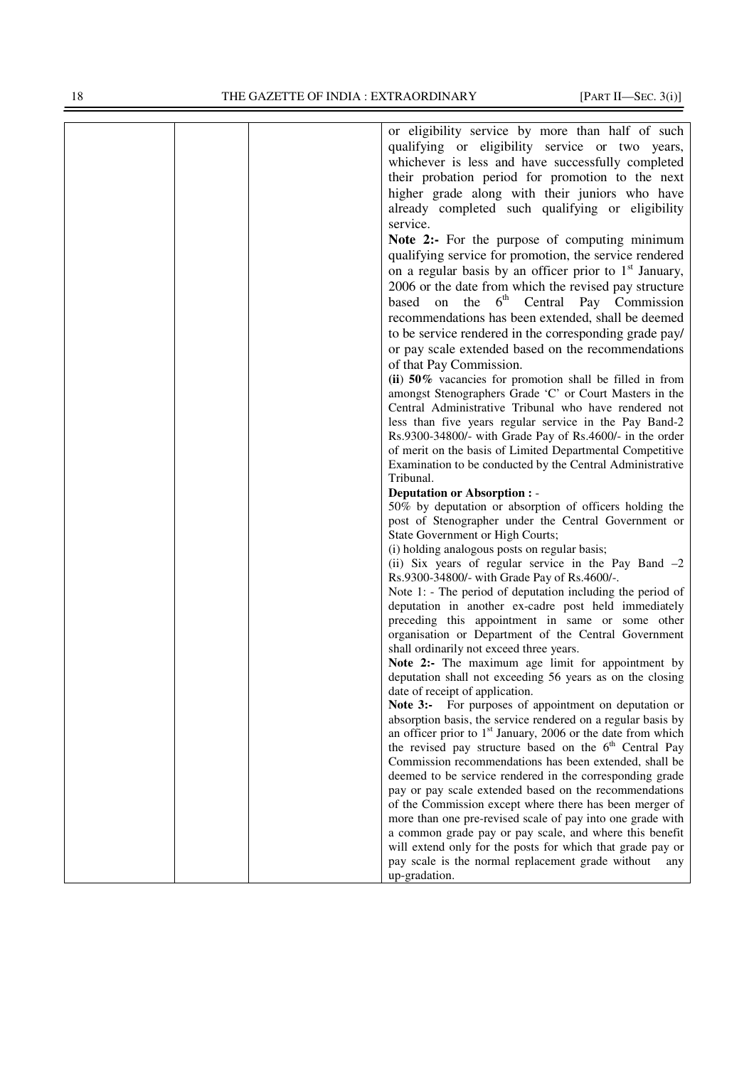| | | | or eligibility service by more than half of such qualifying or eligibility service or two years, whichever is less and have successfully completed their probation period for promotion to the next higher grade along with their juniors who have already completed such qualifying or eligibility service.<br>**Note 2:-** For the purpose of computing minimum qualifying service for promotion, the service rendered on a regular basis by an officer prior to 1st January, 2006 or the date from which the revised pay structure based on the 6th Central Pay Commission recommendations has been extended, shall be deemed to be service rendered in the corresponding grade pay/ or pay scale extended based on the recommendations of that Pay Commission.<br>**(ii) 50%** vacancies for promotion shall be filled in from amongst Stenographers Grade 'C' or Court Masters in the Central Administrative Tribunal who have rendered not less than five years regular service in the Pay Band-2 Rs.9300-34800/- with Grade Pay of Rs.4600/- in the order of merit on the basis of Limited Departmental Competitive Examination to be conducted by the Central Administrative Tribunal.<br>**Deputation or Absorption :** -<br>50% by deputation or absorption of officers holding the post of Stenographer under the Central Government or State Government or High Courts;<br>(i) holding analogous posts on regular basis;<br>(ii) Six years of regular service in the Pay Band –2 Rs.9300-34800/- with Grade Pay of Rs.4600/-.<br>Note 1: - The period of deputation including the period of deputation in another ex-cadre post held immediately preceding this appointment in same or some other organisation or Department of the Central Government shall ordinarily not exceed three years.<br>**Note 2:-** The maximum age limit for appointment by deputation shall not exceeding 56 years as on the closing date of receipt of application.<br>**Note 3:-** For purposes of appointment on deputation or absorption basis, the service rendered on a regular basis by an officer prior to 1st January, 2006 or the date from which the revised pay structure based on the 6th Central Pay Commission recommendations has been extended, shall be deemed to be service rendered in the corresponding grade pay or pay scale extended based on the recommendations of the Commission except where there has been merger of more than one pre-revised scale of pay into one grade with a common grade pay or pay scale, and where this benefit will extend only for the posts for which that grade pay or pay scale is the normal replacement grade without any up-gradation. |
|---|---|---|---|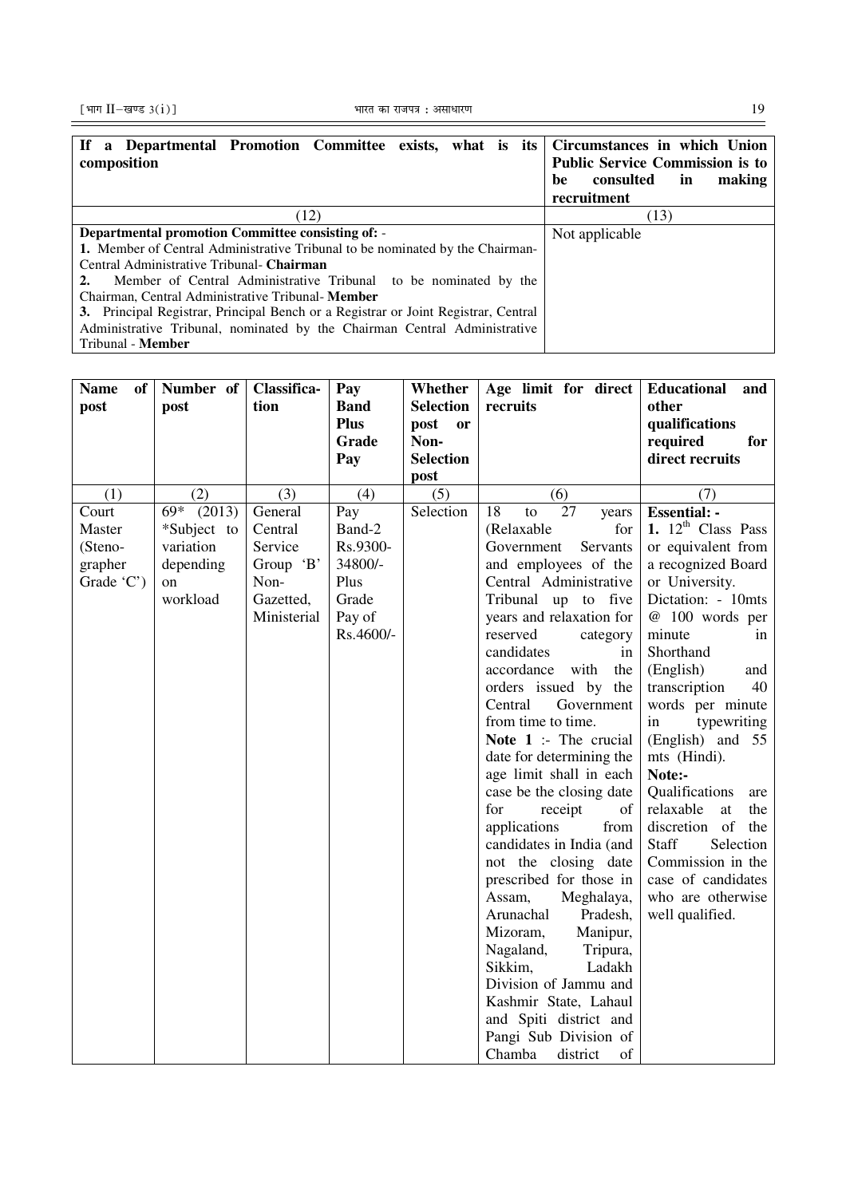| If a Departmental Promotion Committee exists, what is its composition | Circumstances in which Union Public Service Commission is to be consulted in making recruitment |
|---|---|
| (12) | (13) |
| **Departmental promotion Committee consisting of: -**<br>**1.** Member of Central Administrative Tribunal to be nominated by the Chairman-Central Administrative Tribunal- **Chairman**<br>**2.** Member of Central Administrative Tribunal to be nominated by the Chairman, Central Administrative Tribunal- **Member**<br>**3.** Principal Registrar, Principal Bench or a Registrar or Joint Registrar, Central Administrative Tribunal, nominated by the Chairman Central Administrative Tribunal - **Member** | Not applicable |

| Name of post | Number of post | Classification | Pay Band Plus Grade Pay | Whether Selection post or Non-Selection post | Age limit for direct recruits | Educational and other qualifications required for direct recruits |
|---|---|---|---|---|---|---|
| (1) | (2) | (3) | (4) | (5) | (6) | (7) |
| Court Master (Steno-grapher Grade 'C') | 69* (2013)<br>*Subject to variation depending on workload | General Central Service Group 'B' Non-Gazetted, Ministerial | Pay Band-2 Rs.9300-34800/- Plus Grade Pay of Rs.4600/- | Selection | 18 to 27 years (Relaxable for Government Servants and employees of the Central Administrative Tribunal up to five years and relaxation for reserved category candidates in accordance with the orders issued by the Central Government from time to time.<br>**Note 1** :- The crucial date for determining the age limit shall in each case be the closing date for receipt of applications from candidates in India (and not the closing date prescribed for those in Assam, Meghalaya, Arunachal Pradesh, Mizoram, Manipur, Nagaland, Tripura, Sikkim, Ladakh Division of Jammu and Kashmir State, Lahaul and Spiti district and Pangi Sub Division of Chamba district of | **Essential: -**<br>**1.** 12th Class Pass or equivalent from a recognized Board or University.<br>Dictation: - 10mts @ 100 words per minute in Shorthand (English) and transcription 40 words per minute in typewriting (English) and 55 mts (Hindi).<br>**Note:-**<br>Qualifications are relaxable at the discretion of the Staff Selection Commission in the case of candidates who are otherwise well qualified. |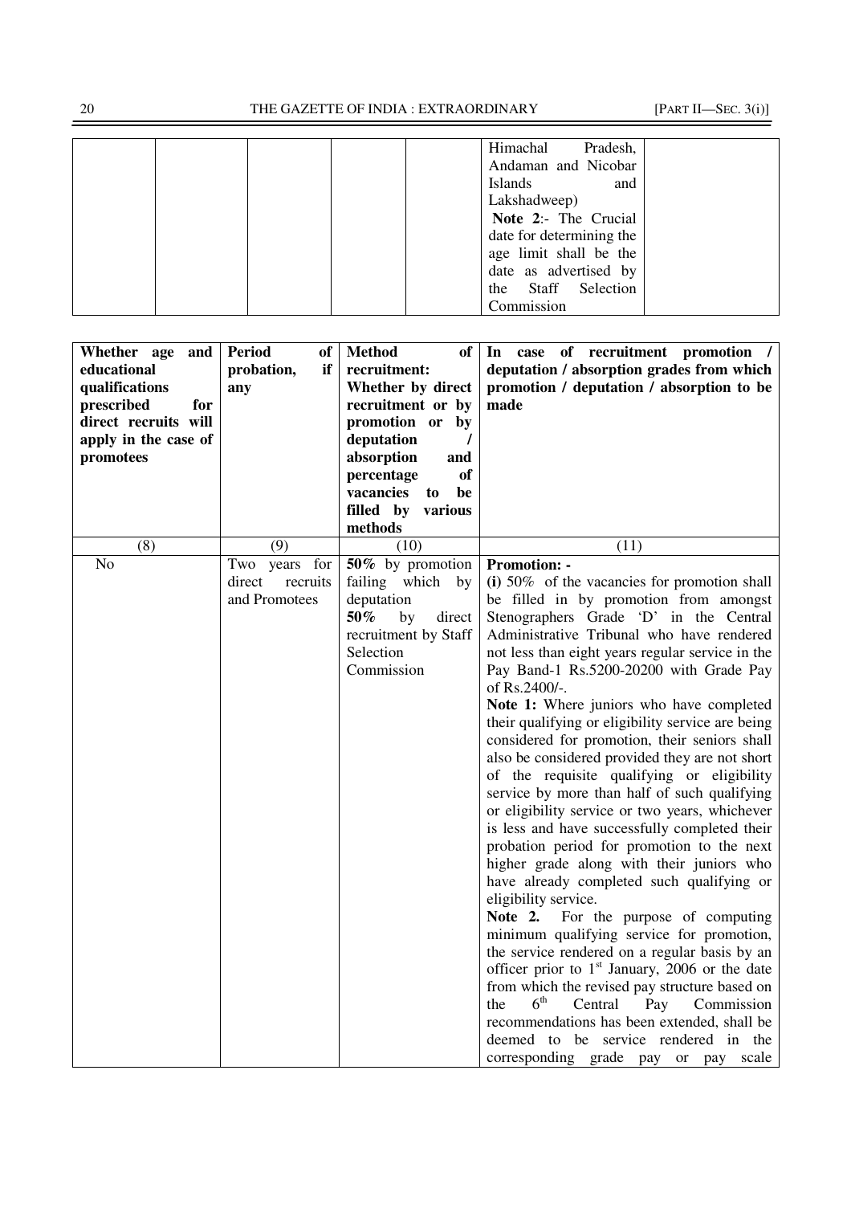| | | | | | | |
|---|---|---|---|---|---|---|
| | | | | | Himachal Pradesh, Andaman and Nicobar Islands and Lakshadweep)<br>**Note 2**:- The Crucial date for determining the age limit shall be the date as advertised by the Staff Selection Commission | |

| Whether age and educational qualifications prescribed for direct recruits will apply in the case of promotees | Period of probation, if any | Method of recruitment: Whether by direct recruitment or by promotion or by deputation / absorption and percentage of vacancies to be filled by various methods | In case of recruitment promotion / deputation / absorption grades from which promotion / deputation / absorption to be made |
|---|---|---|---|
| (8) | (9) | (10) | (11) |
| No | Two years for direct recruits and Promotees | **50%** by promotion failing which by deputation<br>**50%** by direct recruitment by Staff Selection Commission | **Promotion: -**<br>**(i)** 50% of the vacancies for promotion shall be filled in by promotion from amongst Stenographers Grade 'D' in the Central Administrative Tribunal who have rendered not less than eight years regular service in the Pay Band-1 Rs.5200-20200 with Grade Pay of Rs.2400/-.<br>**Note 1:** Where juniors who have completed their qualifying or eligibility service are being considered for promotion, their seniors shall also be considered provided they are not short of the requisite qualifying or eligibility service by more than half of such qualifying or eligibility service or two years, whichever is less and have successfully completed their probation period for promotion to the next higher grade along with their juniors who have already completed such qualifying or eligibility service.<br>**Note 2.** For the purpose of computing minimum qualifying service for promotion, the service rendered on a regular basis by an officer prior to 1st January, 2006 or the date from which the revised pay structure based on the 6th Central Pay Commission recommendations has been extended, shall be deemed to be service rendered in the corresponding grade pay or pay scale |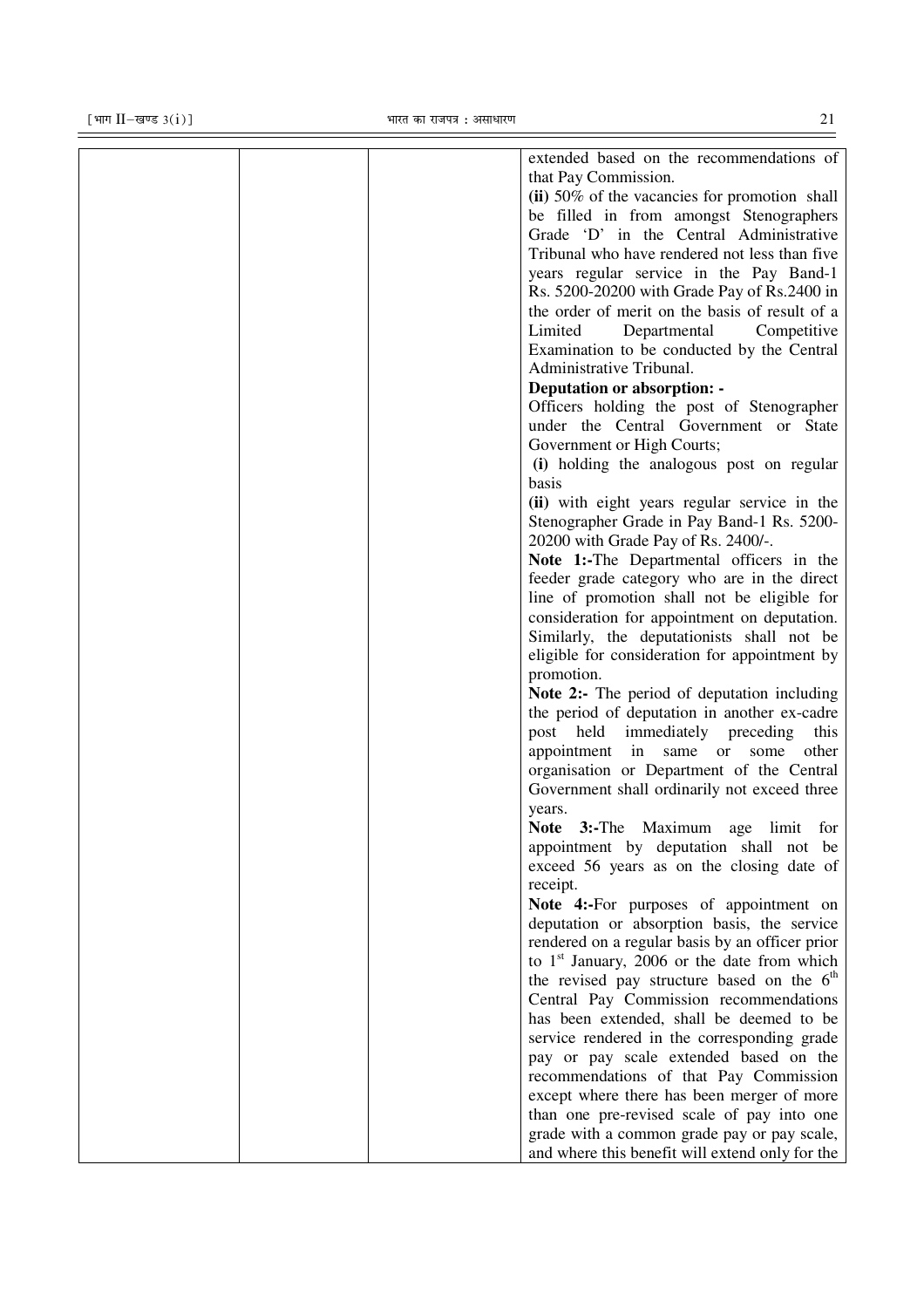| | | | extended based on the recommendations of that Pay Commission.<br>**(ii)** 50% of the vacancies for promotion shall be filled in from amongst Stenographers Grade 'D' in the Central Administrative Tribunal who have rendered not less than five years regular service in the Pay Band-1 Rs. 5200-20200 with Grade Pay of Rs.2400 in the order of merit on the basis of result of a Limited Departmental Competitive Examination to be conducted by the Central Administrative Tribunal.<br>**Deputation or absorption: -**<br>Officers holding the post of Stenographer under the Central Government or State Government or High Courts;<br>**(i)** holding the analogous post on regular basis<br>**(ii)** with eight years regular service in the Stenographer Grade in Pay Band-1 Rs. 5200-20200 with Grade Pay of Rs. 2400/-.<br>**Note 1:-**The Departmental officers in the feeder grade category who are in the direct line of promotion shall not be eligible for consideration for appointment on deputation. Similarly, the deputationists shall not be eligible for consideration for appointment by promotion.<br>**Note 2:-** The period of deputation including the period of deputation in another ex-cadre post held immediately preceding this appointment in same or some other organisation or Department of the Central Government shall ordinarily not exceed three years.<br>**Note 3:-**The Maximum age limit for appointment by deputation shall not be exceed 56 years as on the closing date of receipt.<br>**Note 4:-**For purposes of appointment on deputation or absorption basis, the service rendered on a regular basis by an officer prior to 1st January, 2006 or the date from which the revised pay structure based on the 6th Central Pay Commission recommendations has been extended, shall be deemed to be service rendered in the corresponding grade pay or pay scale extended based on the recommendations of that Pay Commission except where there has been merger of more than one pre-revised scale of pay into one grade with a common grade pay or pay scale, and where this benefit will extend only for the |
|---|---|---|---|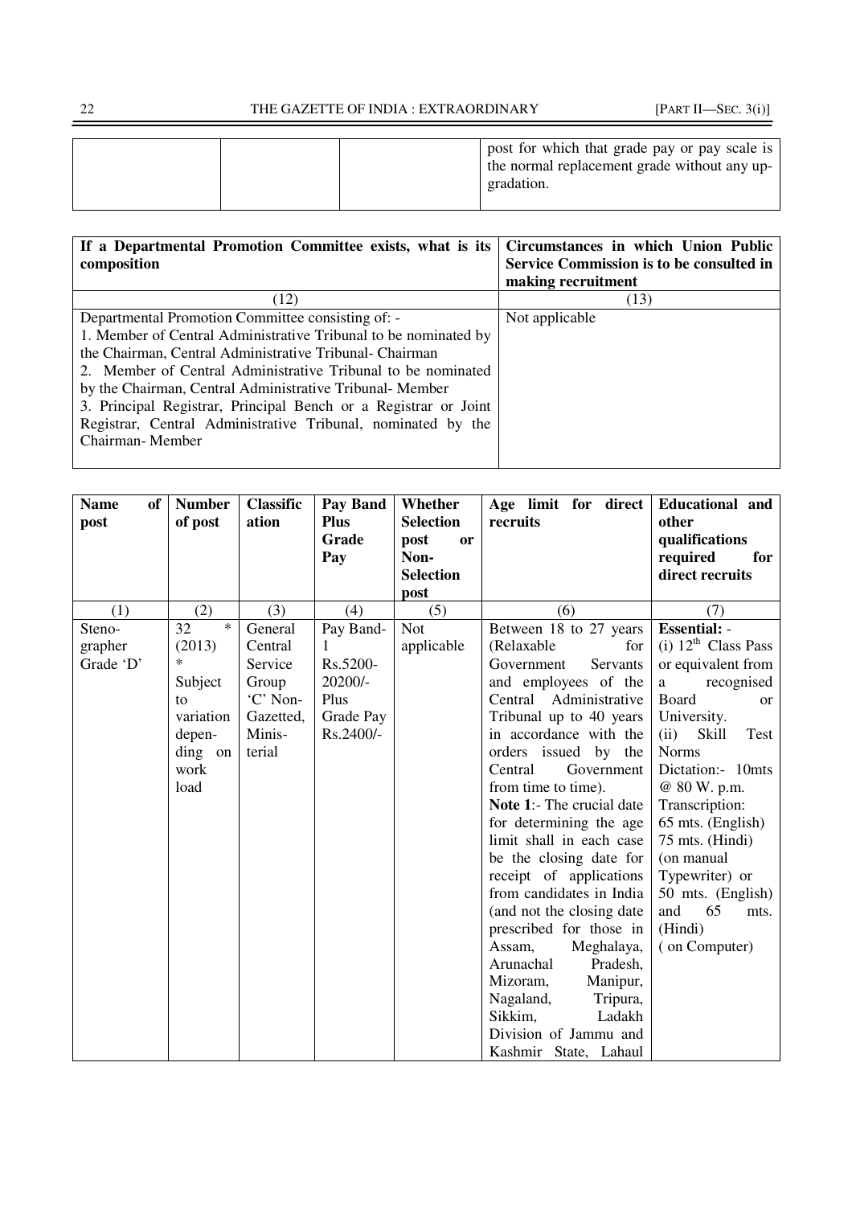|  |  |  | post for which that grade pay or pay scale is the normal replacement grade without any up-gradation. |
|---|---|---|---|

| If a Departmental Promotion Committee exists, what is its composition | Circumstances in which Union Public Service Commission is to be consulted in making recruitment |
|---|---|
| (12) | (13) |
| Departmental Promotion Committee consisting of: -<br>1. Member of Central Administrative Tribunal to be nominated by the Chairman, Central Administrative Tribunal- Chairman<br>2. Member of Central Administrative Tribunal to be nominated by the Chairman, Central Administrative Tribunal- Member<br>3. Principal Registrar, Principal Bench or a Registrar or Joint Registrar, Central Administrative Tribunal, nominated by the Chairman- Member | Not applicable |

| Name of post | Number of post | Classification | Pay Band Plus Grade Pay | Whether Selection post or Non-Selection post | Age limit for direct recruits | Educational and other qualifications required for direct recruits |
|---|---|---|---|---|---|---|
| (1) | (2) | (3) | (4) | (5) | (6) | (7) |
| Steno-grapher Grade 'D' | 32 * (2013) * Subject to variation depen-ding on work load | General Central Service Group 'C' Non-Gazetted, Minis-terial | Pay Band-1 Rs.5200-20200/- Plus Grade Pay Rs.2400/- | Not applicable | Between 18 to 27 years (Relaxable for Government Servants and employees of the Central Administrative Tribunal up to 40 years in accordance with the orders issued by the Central Government from time to time).<br>**Note 1**:- The crucial date for determining the age limit shall in each case be the closing date for receipt of applications from candidates in India (and not the closing date prescribed for those in Assam, Meghalaya, Arunachal Pradesh, Mizoram, Manipur, Nagaland, Tripura, Sikkim, Ladakh Division of Jammu and Kashmir State, Lahaul | **Essential:** -<br>(i) 12th Class Pass or equivalent from a recognised Board or University.<br>(ii) Skill Test Norms<br>Dictation:- 10mts @ 80 W. p.m.<br>Transcription: 65 mts. (English) 75 mts. (Hindi) (on manual Typewriter) or 50 mts. (English) and 65 mts. (Hindi) ( on Computer) |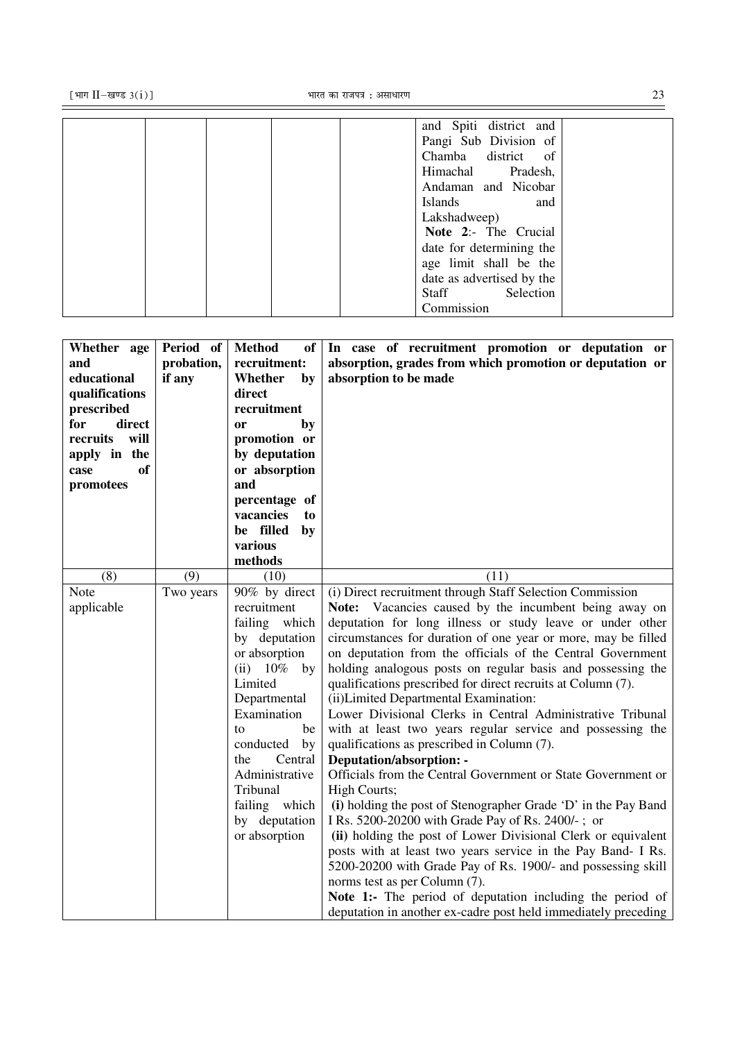| | | | | | | |
|---|---|---|---|---|---|---|
| | | | | | and Spiti district and Pangi Sub Division of Chamba district of Himachal Pradesh, Andaman and Nicobar Islands and Lakshadweep)<br>**Note 2**:- The Crucial date for determining the age limit shall be the date as advertised by the Staff Selection Commission | |

| **Whether age and educational qualifications prescribed for direct recruits will apply in the case of promotees** | **Period of probation, if any** | **Method of recruitment: Whether by direct recruitment or by promotion or by deputation or absorption and percentage of vacancies to be filled by various methods** | **In case of recruitment promotion or deputation or absorption, grades from which promotion or deputation or absorption to be made** |
|---|---|---|---|
| (8) | (9) | (10) | (11) |
| Note applicable | Two years | 90% by direct recruitment failing which by deputation or absorption<br>(ii) 10% by Limited Departmental Examination to be conducted by the Central Administrative Tribunal failing which by deputation or absorption | (i) Direct recruitment through Staff Selection Commission<br>**Note:** Vacancies caused by the incumbent being away on deputation for long illness or study leave or under other circumstances for duration of one year or more, may be filled on deputation from the officials of the Central Government holding analogous posts on regular basis and possessing the qualifications prescribed for direct recruits at Column (7).<br>(ii)Limited Departmental Examination:<br>Lower Divisional Clerks in Central Administrative Tribunal with at least two years regular service and possessing the qualifications as prescribed in Column (7).<br>**Deputation/absorption: -**<br>Officials from the Central Government or State Government or High Courts;<br>**(i)** holding the post of Stenographer Grade 'D' in the Pay Band I Rs. 5200-20200 with Grade Pay of Rs. 2400/- ; or<br>**(ii)** holding the post of Lower Divisional Clerk or equivalent posts with at least two years service in the Pay Band- I Rs. 5200-20200 with Grade Pay of Rs. 1900/- and possessing skill norms test as per Column (7).<br>**Note 1:-** The period of deputation including the period of deputation in another ex-cadre post held immediately preceding |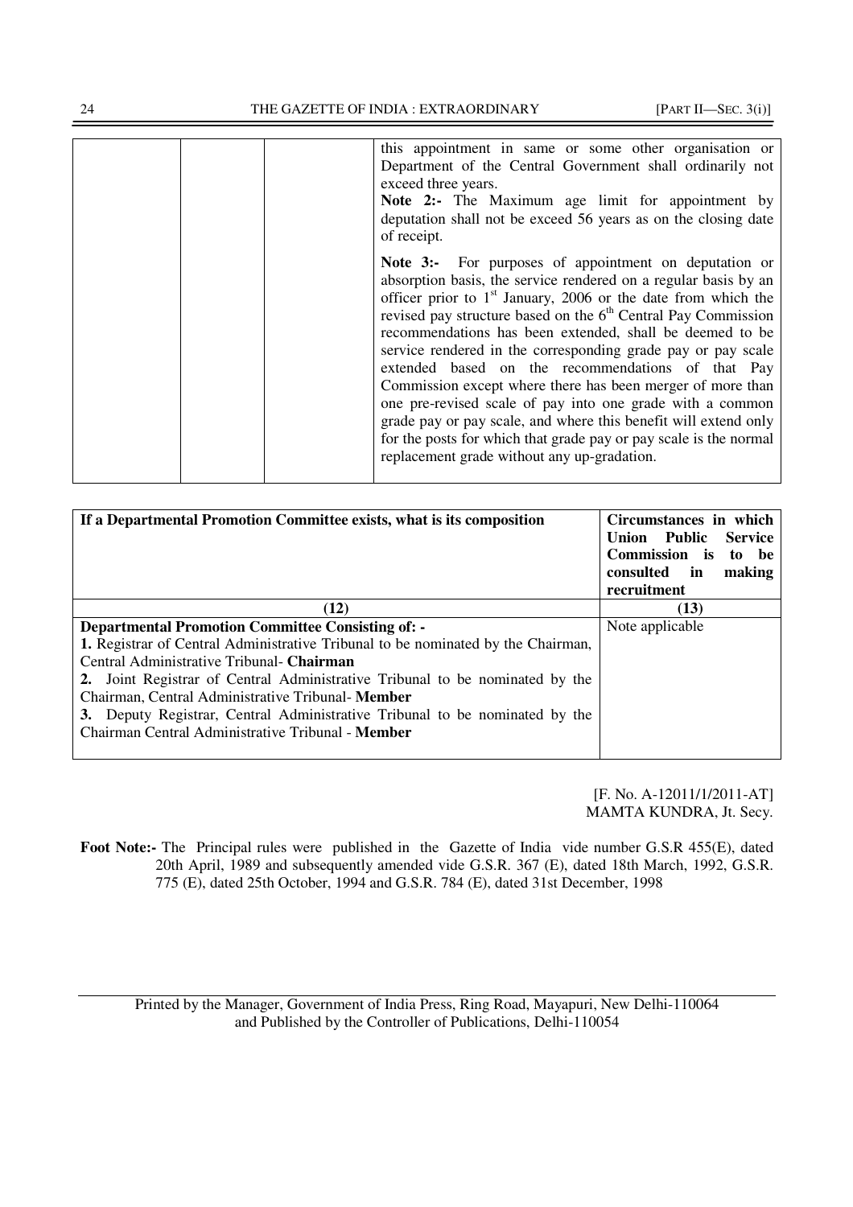| | | | |
|---|---|---|---|
| | | | this appointment in same or some other organisation or Department of the Central Government shall ordinarily not exceed three years.<br>**Note 2:-** The Maximum age limit for appointment by deputation shall not be exceed 56 years as on the closing date of receipt.<br><br>**Note 3:-** For purposes of appointment on deputation or absorption basis, the service rendered on a regular basis by an officer prior to 1st January, 2006 or the date from which the revised pay structure based on the 6th Central Pay Commission recommendations has been extended, shall be deemed to be service rendered in the corresponding grade pay or pay scale extended based on the recommendations of that Pay Commission except where there has been merger of more than one pre-revised scale of pay into one grade with a common grade pay or pay scale, and where this benefit will extend only for the posts for which that grade pay or pay scale is the normal replacement grade without any up-gradation. |

| If a Departmental Promotion Committee exists, what is its composition | Circumstances in which Union Public Service Commission is to be consulted in making recruitment |
|---|---|
| (12) | (13) |
| **Departmental Promotion Committee Consisting of: -**<br>**1.** Registrar of Central Administrative Tribunal to be nominated by the Chairman, Central Administrative Tribunal- **Chairman**<br>**2.** Joint Registrar of Central Administrative Tribunal to be nominated by the Chairman, Central Administrative Tribunal- **Member**<br>**3.** Deputy Registrar, Central Administrative Tribunal to be nominated by the Chairman Central Administrative Tribunal - **Member** | Note applicable |

[F. No. A-12011/1/2011-AT]
MAMTA KUNDRA, Jt. Secy.

**Foot Note:-** The Principal rules were published in the Gazette of India vide number G.S.R 455(E), dated 20th April, 1989 and subsequently amended vide G.S.R. 367 (E), dated 18th March, 1992, G.S.R. 775 (E), dated 25th October, 1994 and G.S.R. 784 (E), dated 31st December, 1998

Printed by the Manager, Government of India Press, Ring Road, Mayapuri, New Delhi-110064
and Published by the Controller of Publications, Delhi-110054